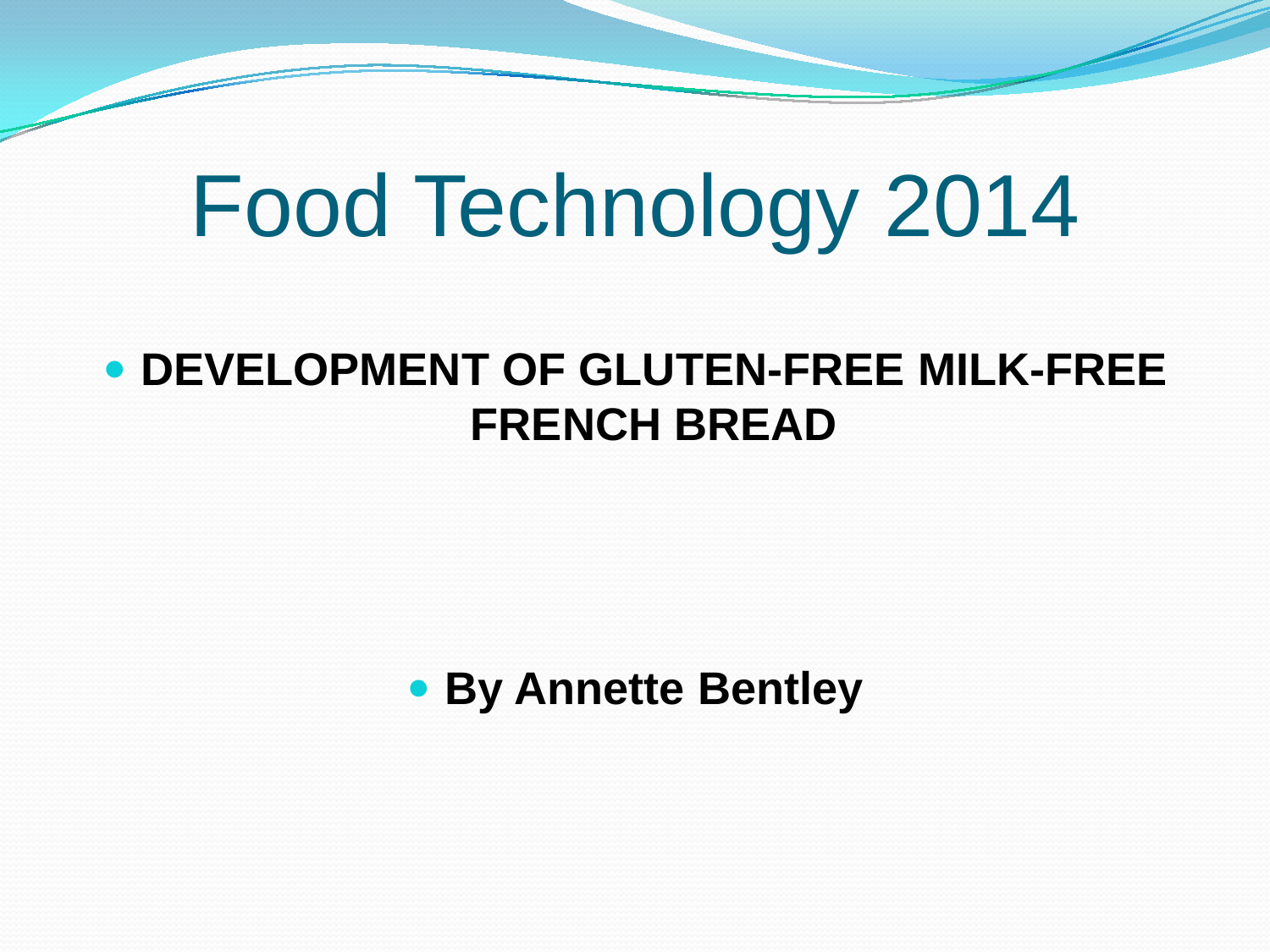# Food Technology 2014

- **DEVELOPMENT OF GLUTEN-FREE MILK-FREE FRENCH BREAD**

- **By Annette Bentley**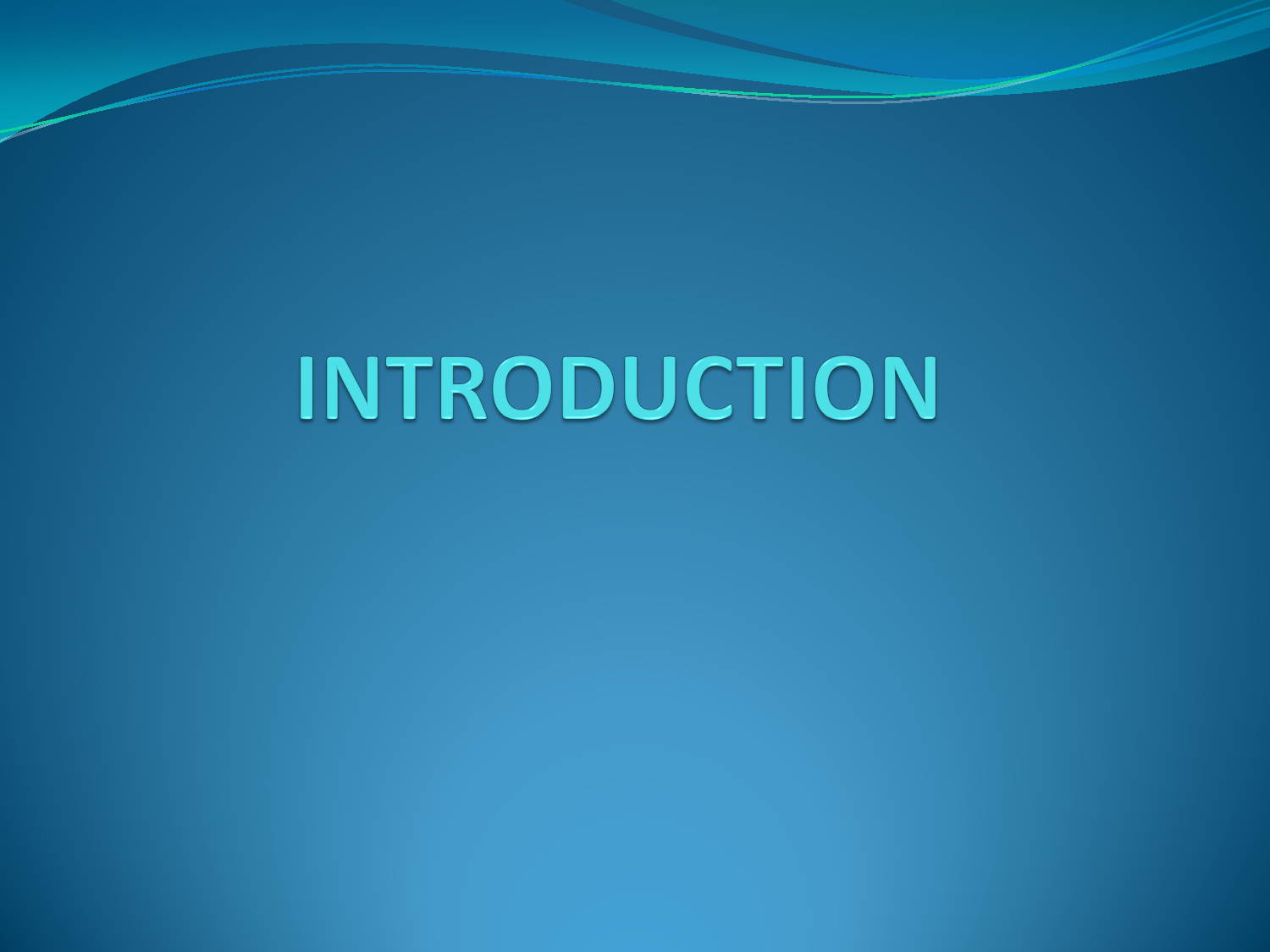# INTRODUCTION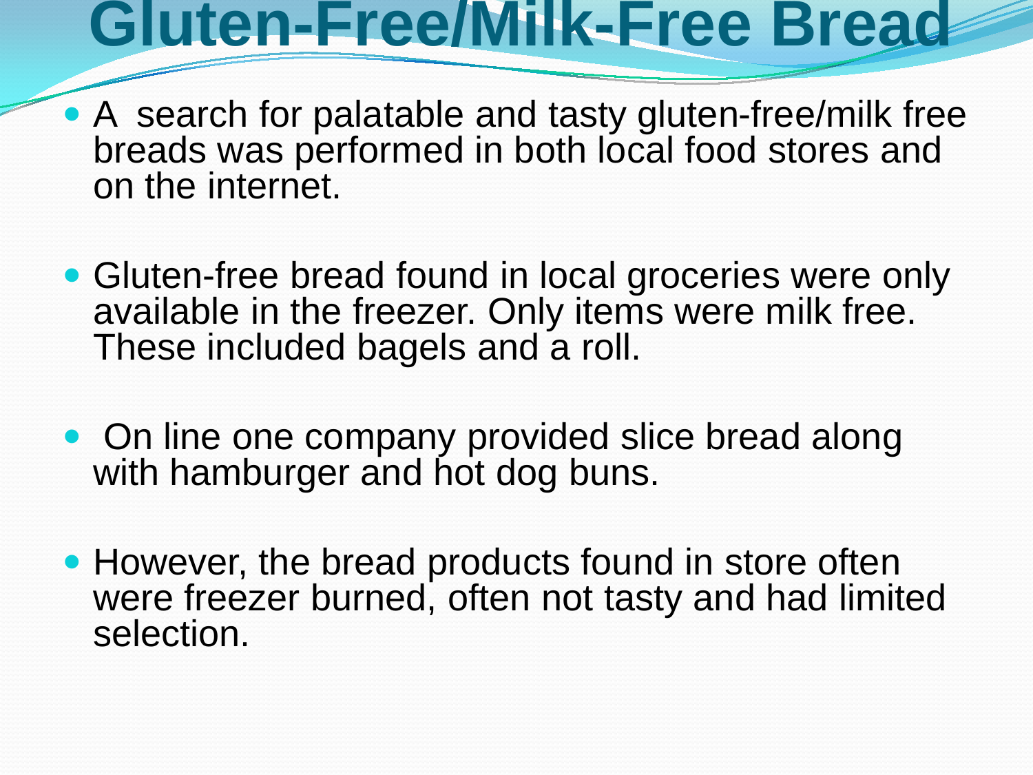# Gluten-Free/Milk-Free Bread

- A search for palatable and tasty gluten-free/milk free breads was performed in both local food stores and on the internet.
- Gluten-free bread found in local groceries were only available in the freezer. Only items were milk free. These included bagels and a roll.
- On line one company provided slice bread along with hamburger and hot dog buns.
- However, the bread products found in store often were freezer burned, often not tasty and had limited selection.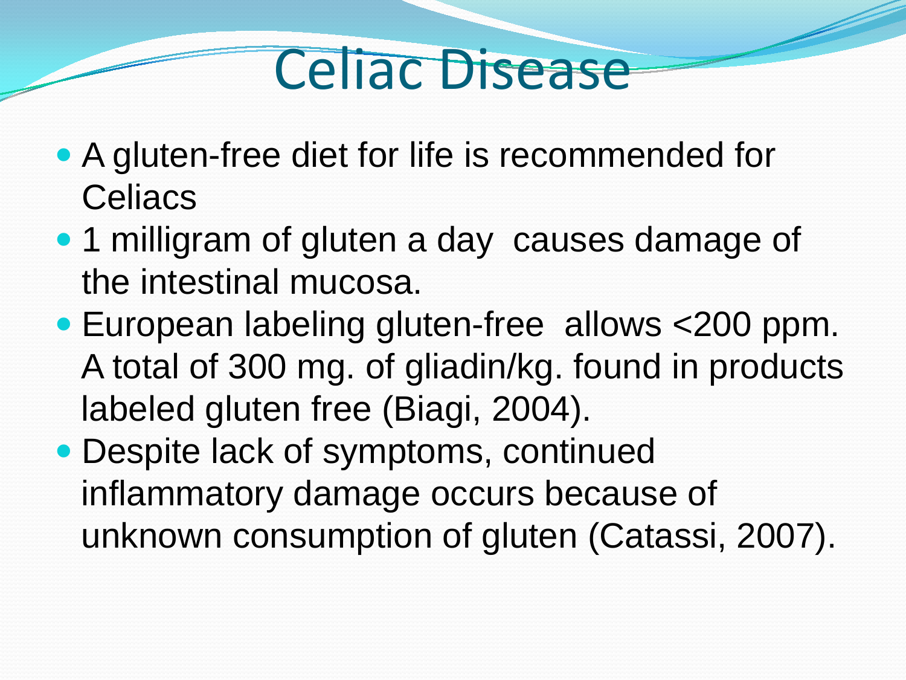# Celiac Disease

- A gluten-free diet for life is recommended for Celiacs
- 1 milligram of gluten a day causes damage of the intestinal mucosa.
- European labeling gluten-free allows <200 ppm. A total of 300 mg. of gliadin/kg. found in products labeled gluten free (Biagi, 2004).
- Despite lack of symptoms, continued inflammatory damage occurs because of unknown consumption of gluten (Catassi, 2007).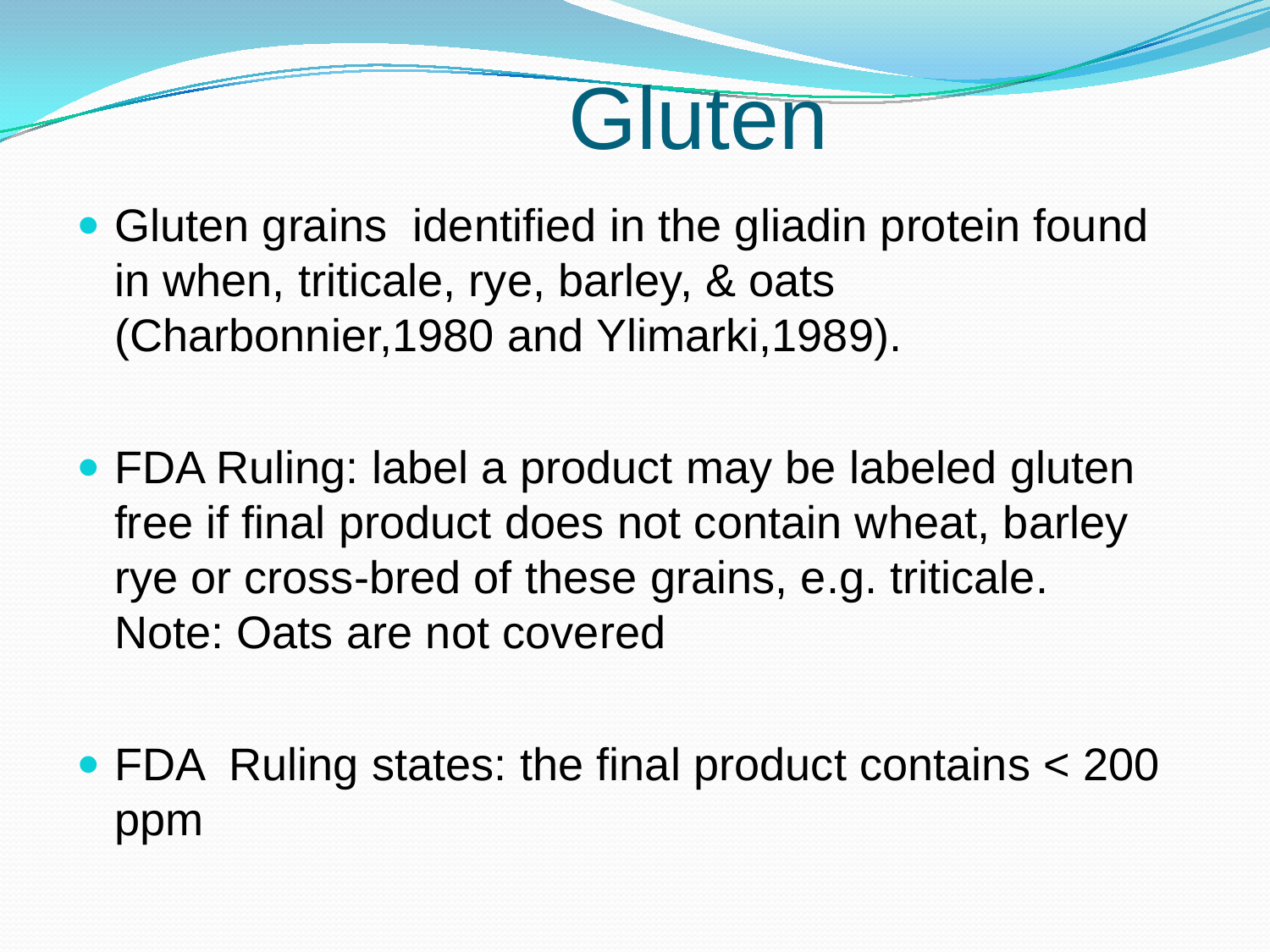# Gluten

- Gluten grains identified in the gliadin protein found in when, triticale, rye, barley, & oats (Charbonnier,1980 and Ylimarki,1989).

- FDA Ruling: label a product may be labeled gluten free if final product does not contain wheat, barley rye or cross-bred of these grains, e.g. triticale. Note: Oats are not covered

- FDA Ruling states: the final product contains < 200 ppm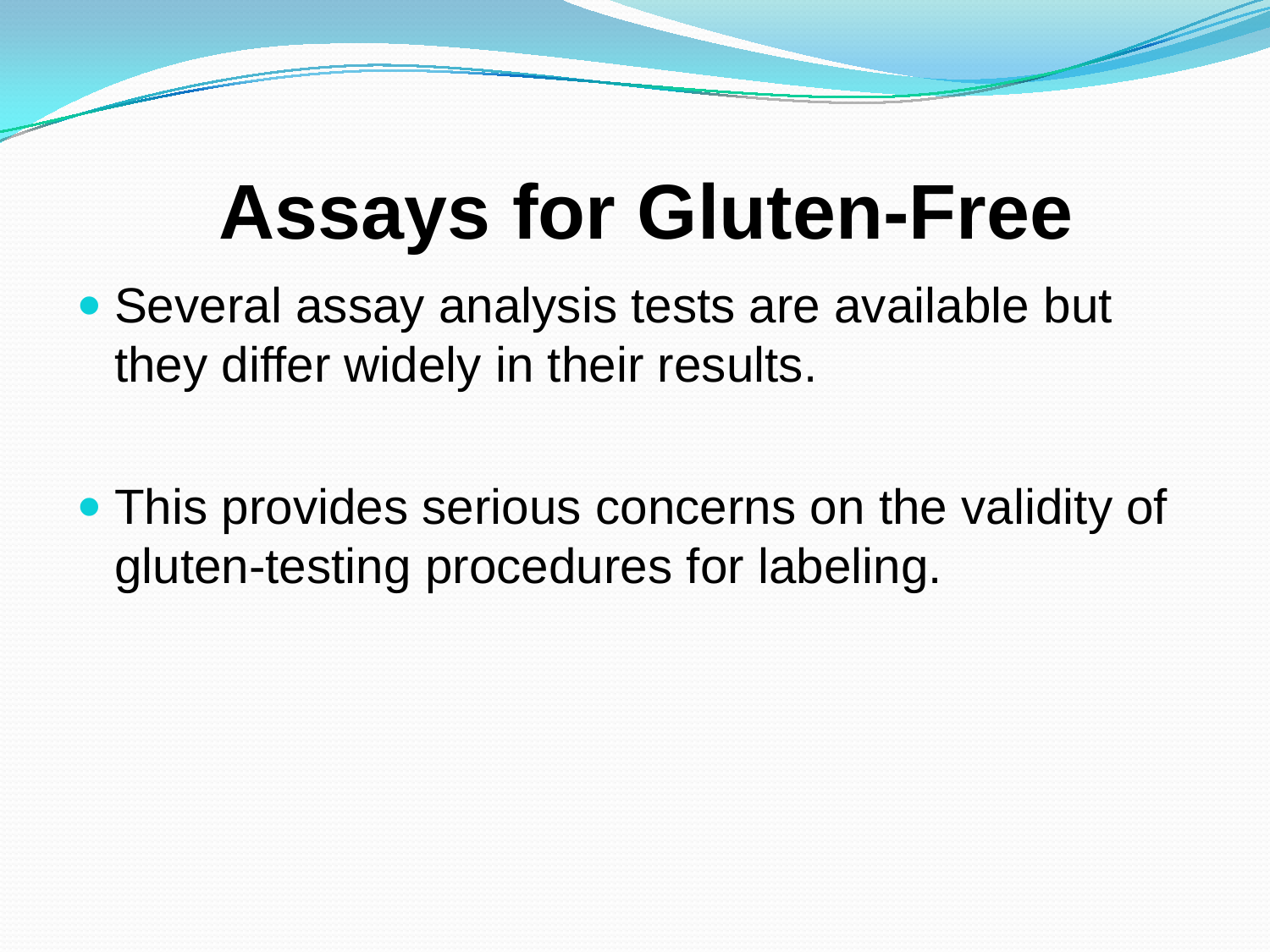# Assays for Gluten-Free

- Several assay analysis tests are available but they differ widely in their results.

- This provides serious concerns on the validity of gluten-testing procedures for labeling.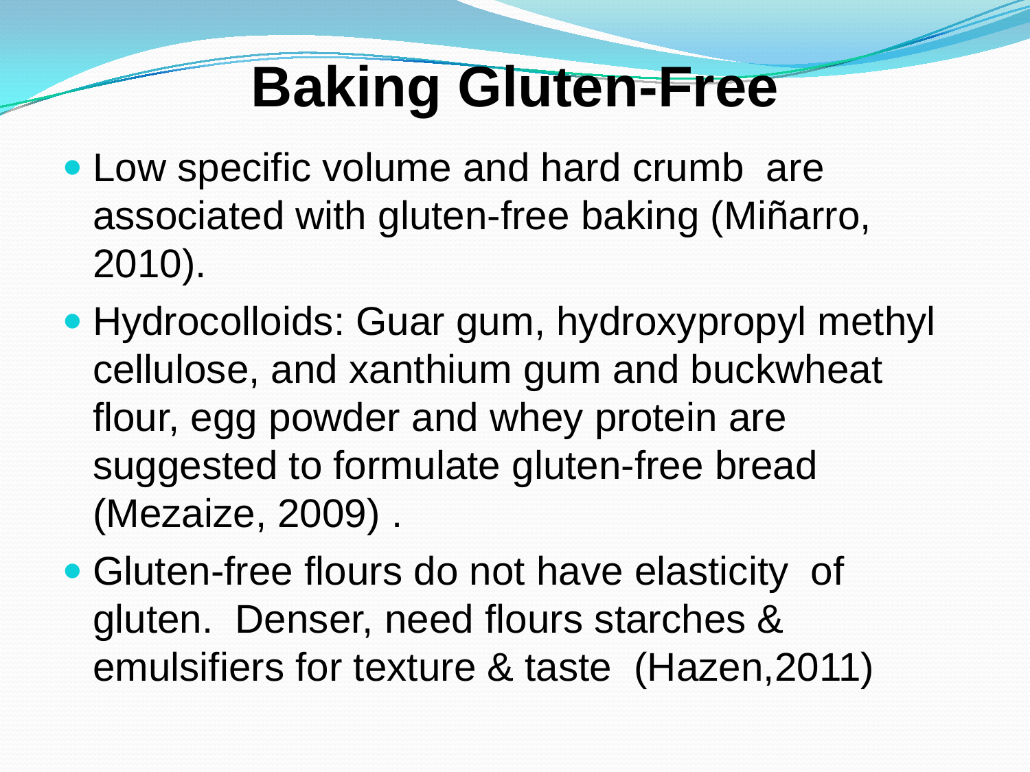# Baking Gluten-Free

- Low specific volume and hard crumb are associated with gluten-free baking (Miñarro, 2010).
- Hydrocolloids: Guar gum, hydroxypropyl methyl cellulose, and xanthium gum and buckwheat flour, egg powder and whey protein are suggested to formulate gluten-free bread (Mezaize, 2009) .
- Gluten-free flours do not have elasticity of gluten. Denser, need flours starches & emulsifiers for texture & taste (Hazen,2011)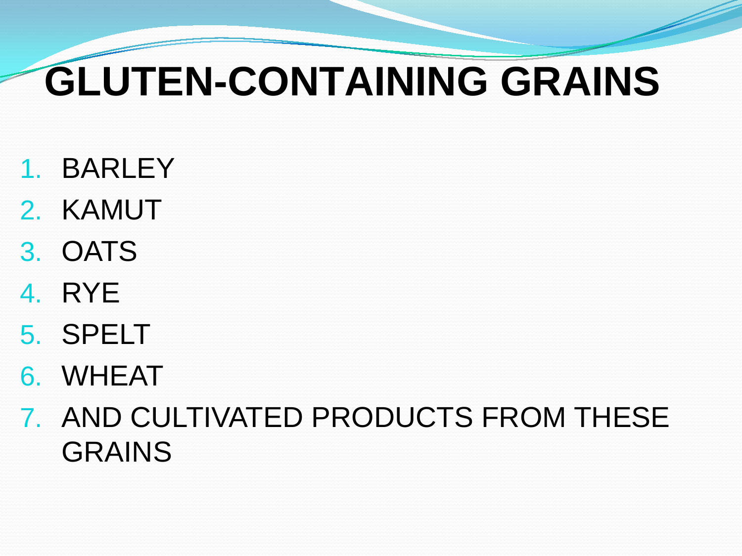# GLUTEN-CONTAINING GRAINS

1. BARLEY
2. KAMUT
3. OATS
4. RYE
5. SPELT
6. WHEAT
7. AND CULTIVATED PRODUCTS FROM THESE GRAINS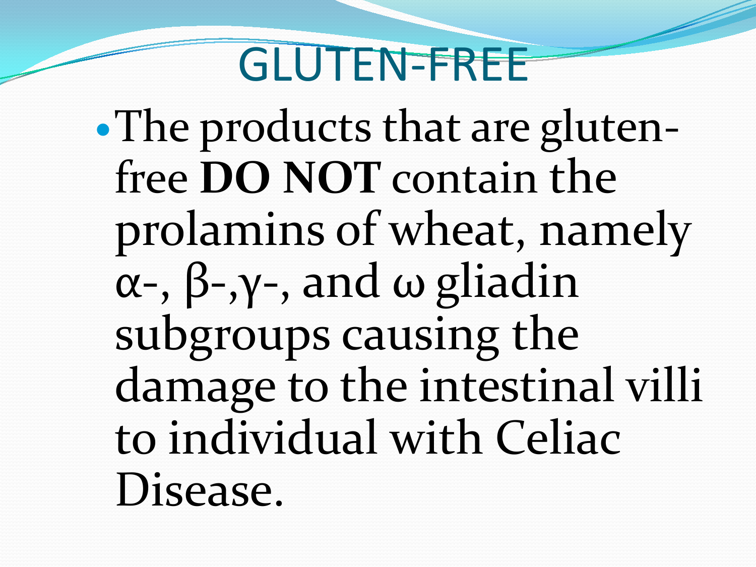# GLUTEN-FREE

- The products that are gluten-free **DO NOT** contain the prolamins of wheat, namely α-, β-,γ-, and ω gliadin subgroups causing the damage to the intestinal villi to individual with Celiac Disease.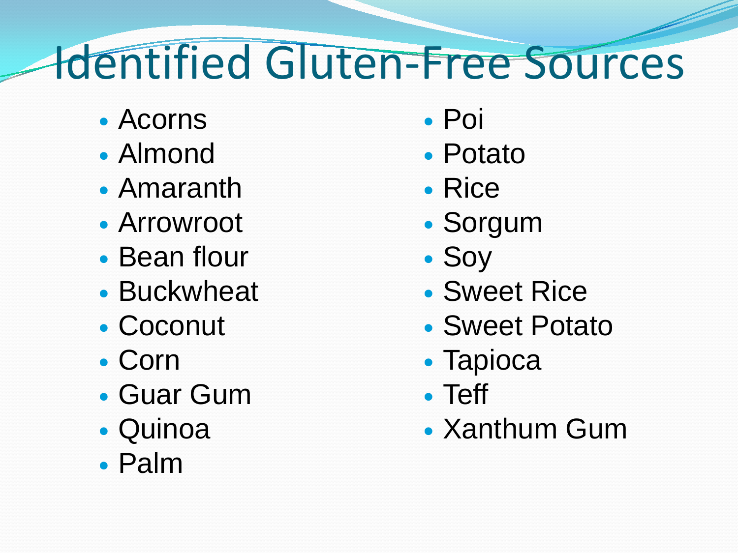# Identified Gluten-Free Sources

- Acorns
- Almond
- Amaranth
- Arrowroot
- Bean flour
- Buckwheat
- Coconut
- Corn
- Guar Gum
- Quinoa
- Palm
- Poi
- Potato
- Rice
- Sorgum
- Soy
- Sweet Rice
- Sweet Potato
- Tapioca
- Teff
- Xanthum Gum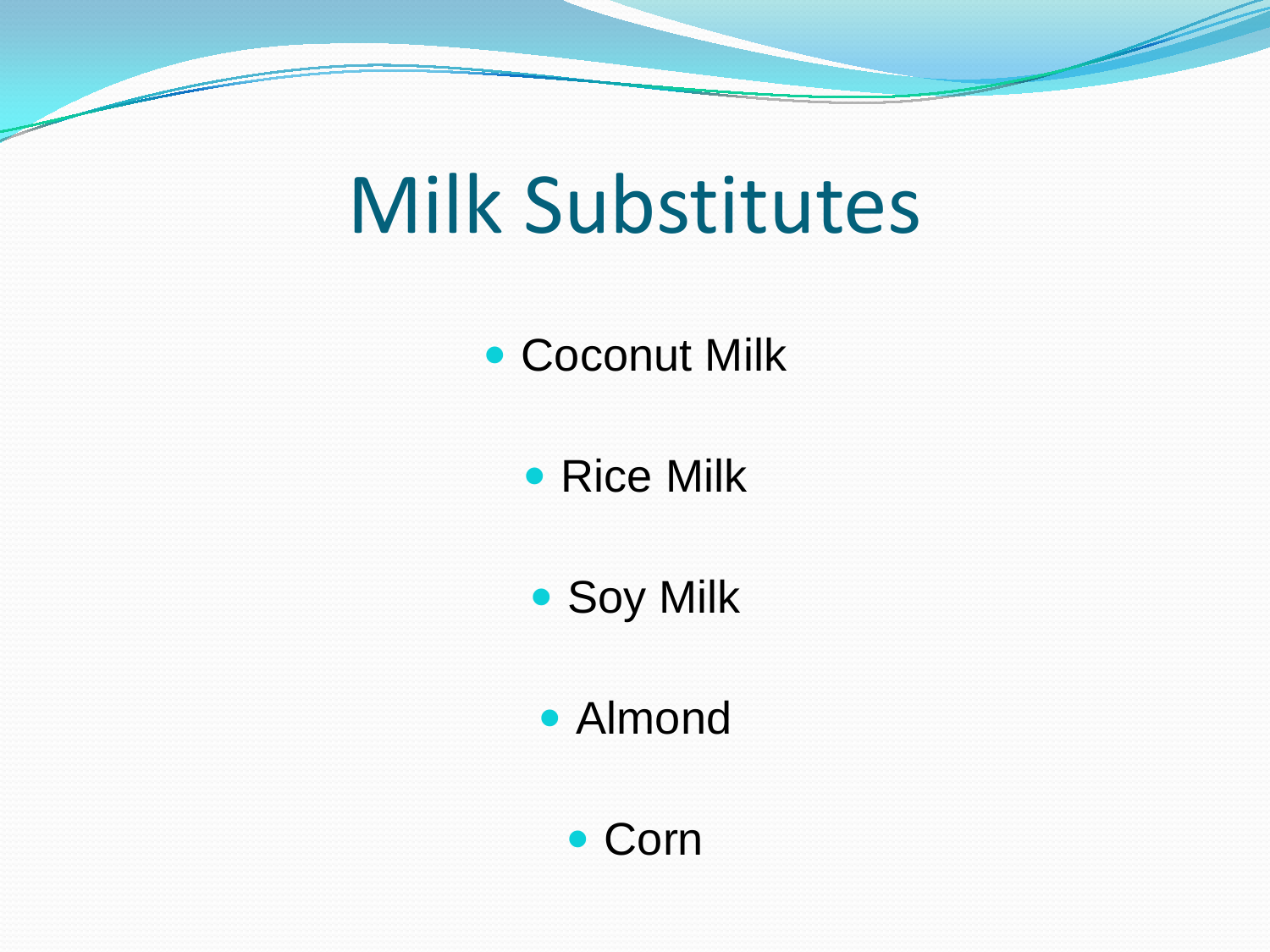# Milk Substitutes

- Coconut Milk
- Rice Milk
- Soy Milk
- Almond
- Corn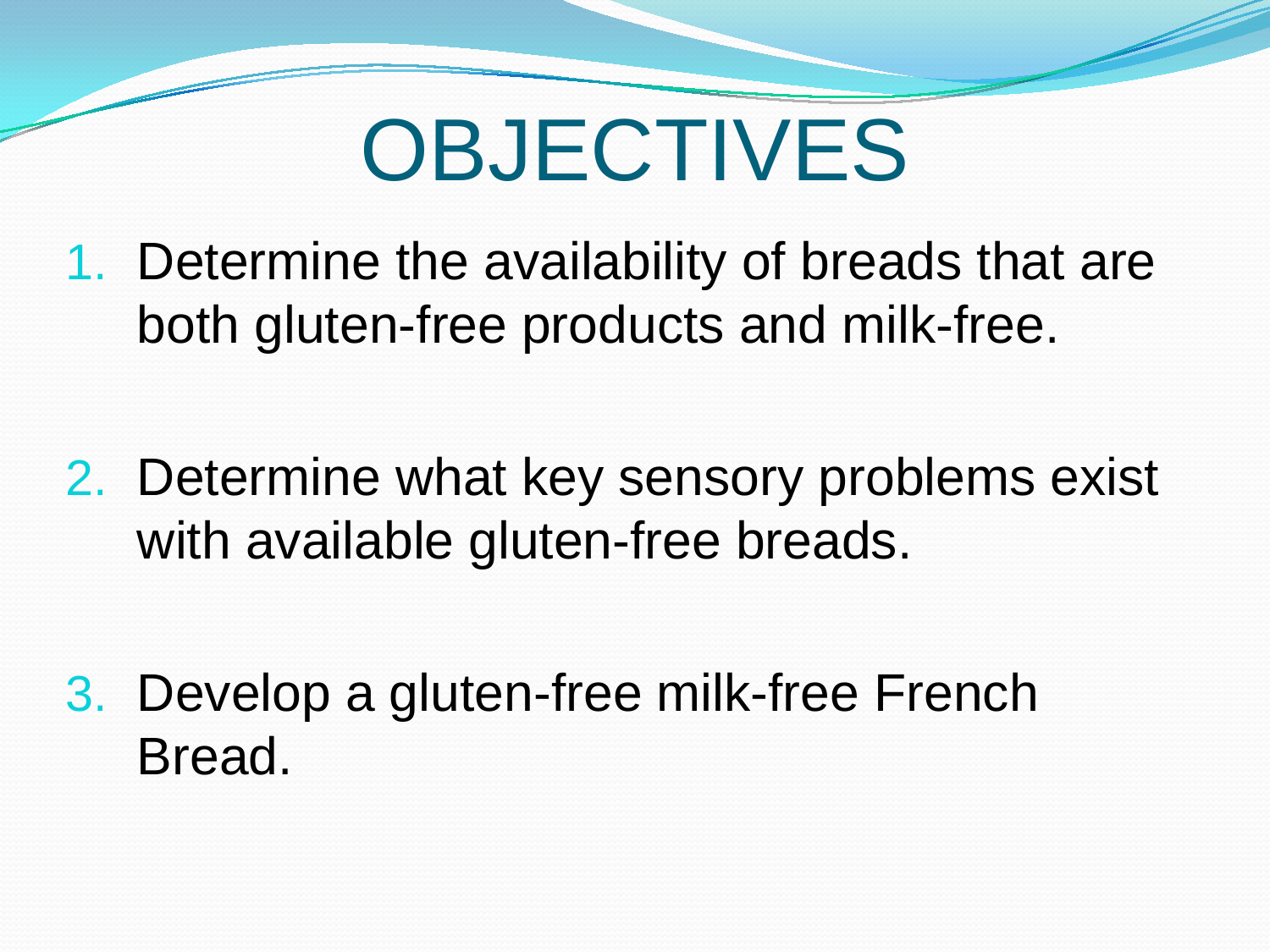# OBJECTIVES

1. Determine the availability of breads that are both gluten-free products and milk-free.

2. Determine what key sensory problems exist with available gluten-free breads.

3. Develop a gluten-free milk-free French Bread.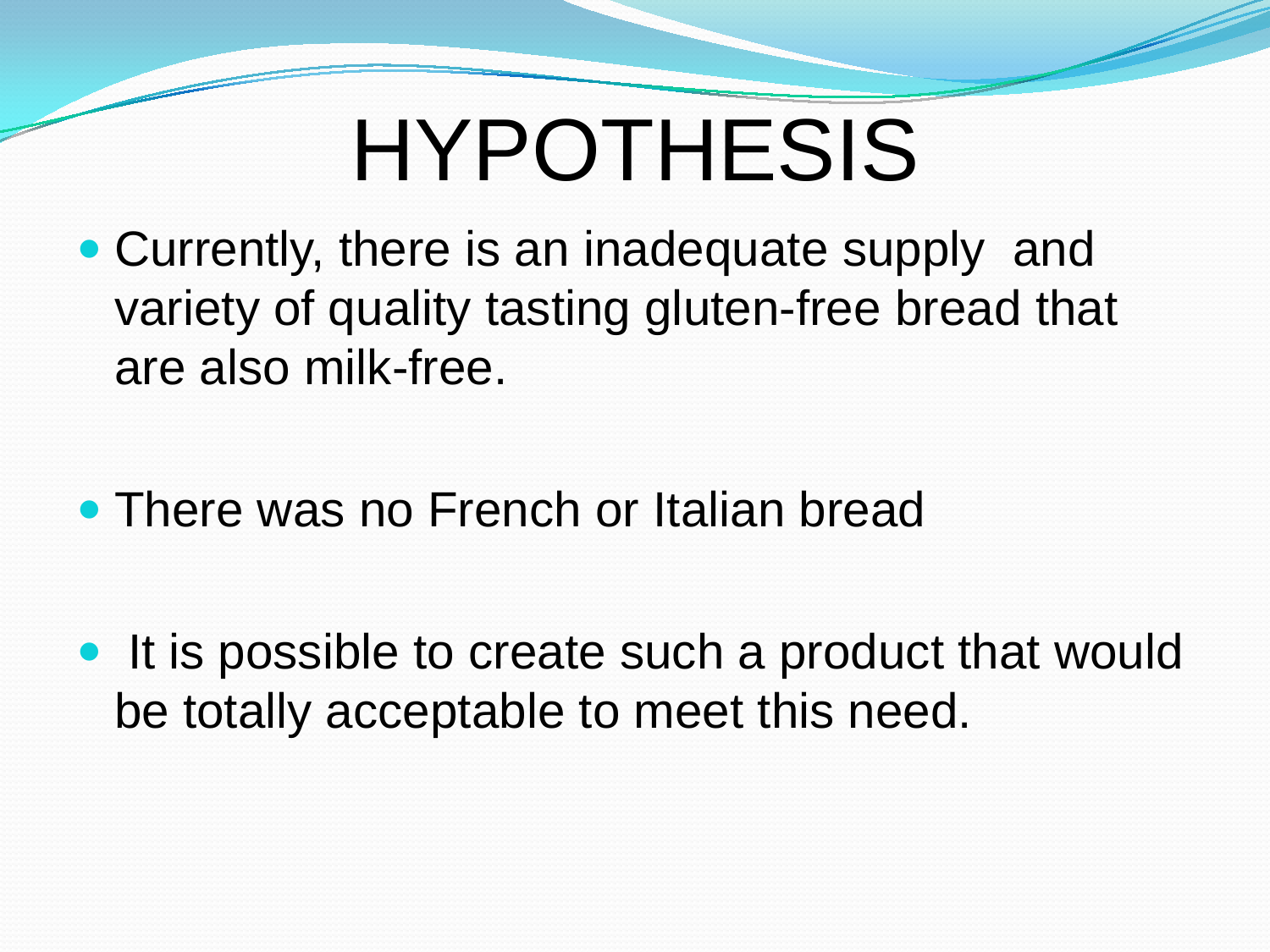# HYPOTHESIS

- Currently, there is an inadequate supply and variety of quality tasting gluten-free bread that are also milk-free.
- There was no French or Italian bread
- It is possible to create such a product that would be totally acceptable to meet this need.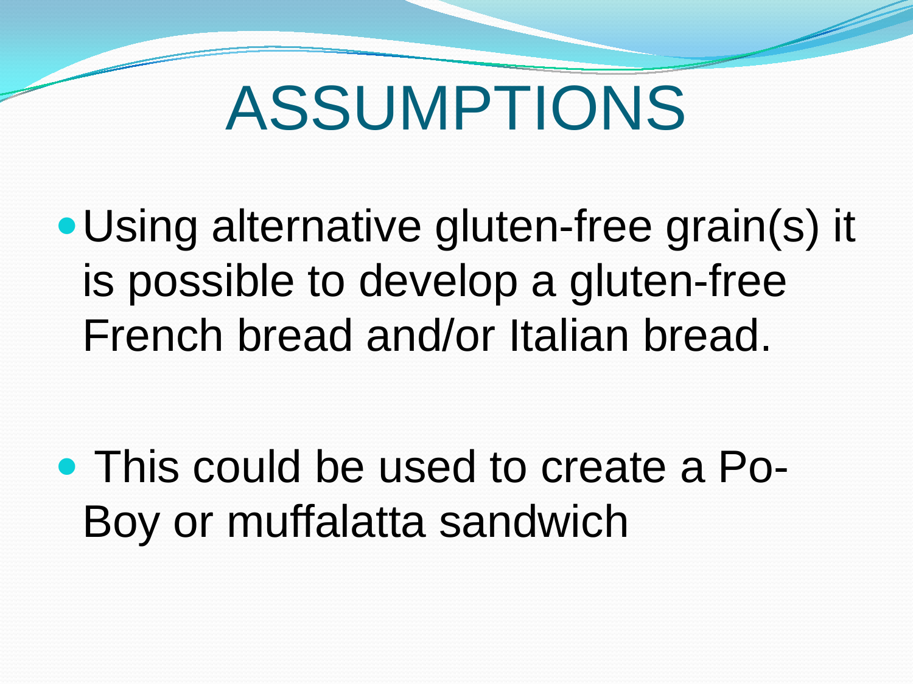# ASSUMPTIONS

- Using alternative gluten-free grain(s) it is possible to develop a gluten-free French bread and/or Italian bread.

- This could be used to create a Po-Boy or muffalatta sandwich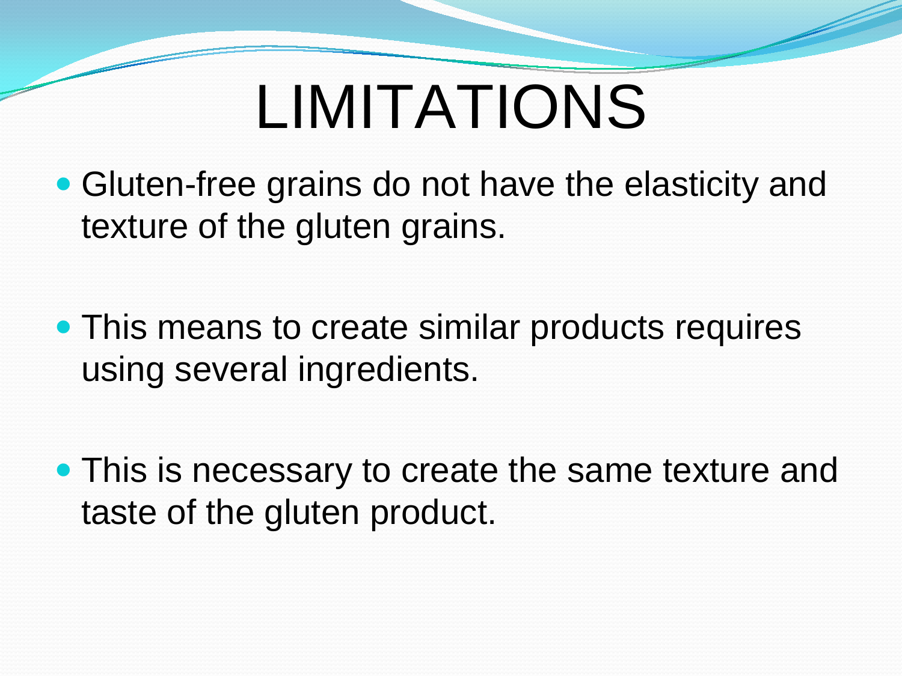# LIMITATIONS

- Gluten-free grains do not have the elasticity and texture of the gluten grains.
- This means to create similar products requires using several ingredients.
- This is necessary to create the same texture and taste of the gluten product.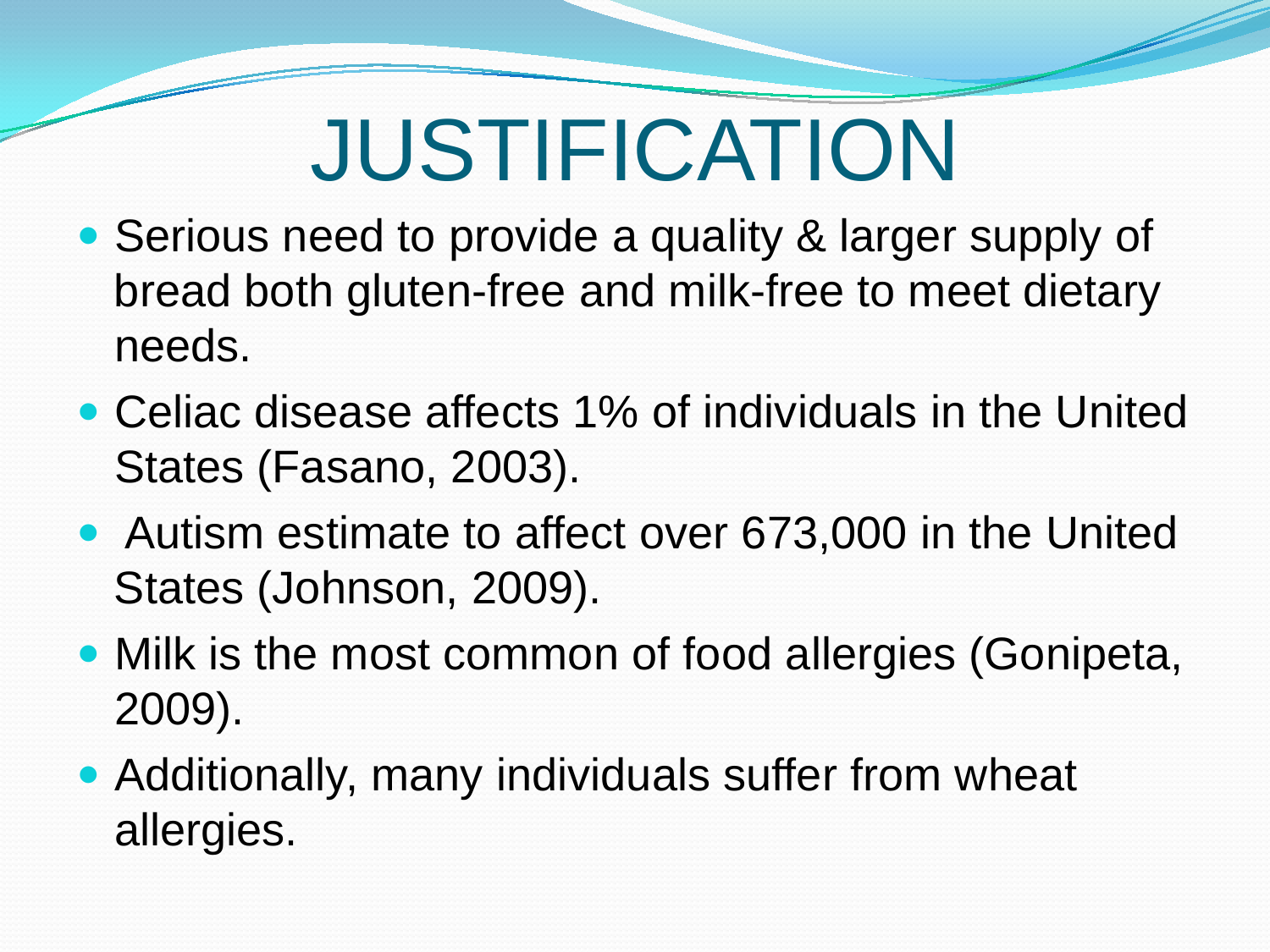# JUSTIFICATION

- Serious need to provide a quality & larger supply of bread both gluten-free and milk-free to meet dietary needs.
- Celiac disease affects 1% of individuals in the United States (Fasano, 2003).
- Autism estimate to affect over 673,000 in the United States (Johnson, 2009).
- Milk is the most common of food allergies (Gonipeta, 2009).
- Additionally, many individuals suffer from wheat allergies.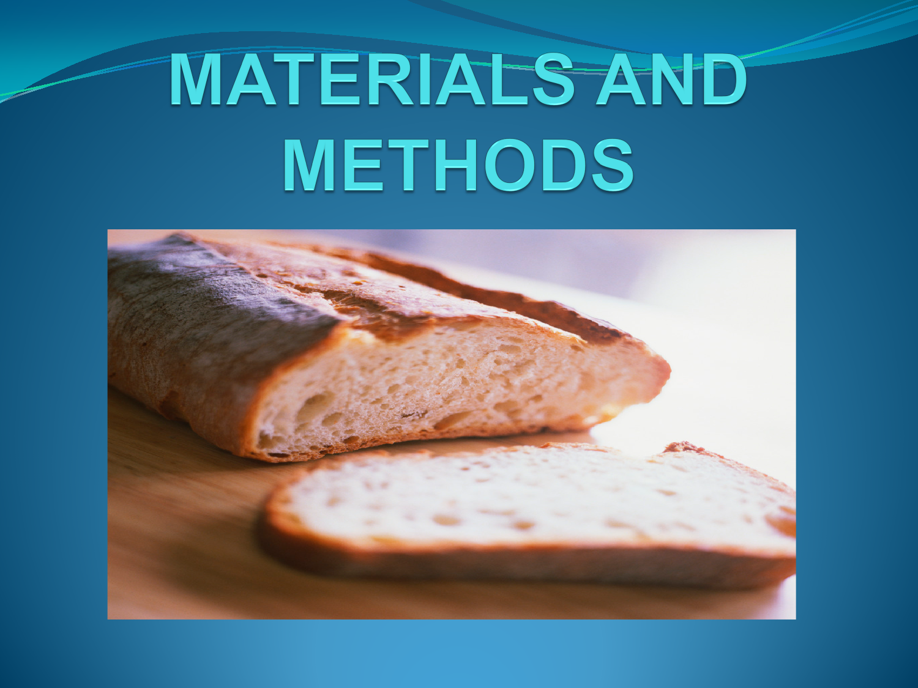# MATERIALS AND METHODS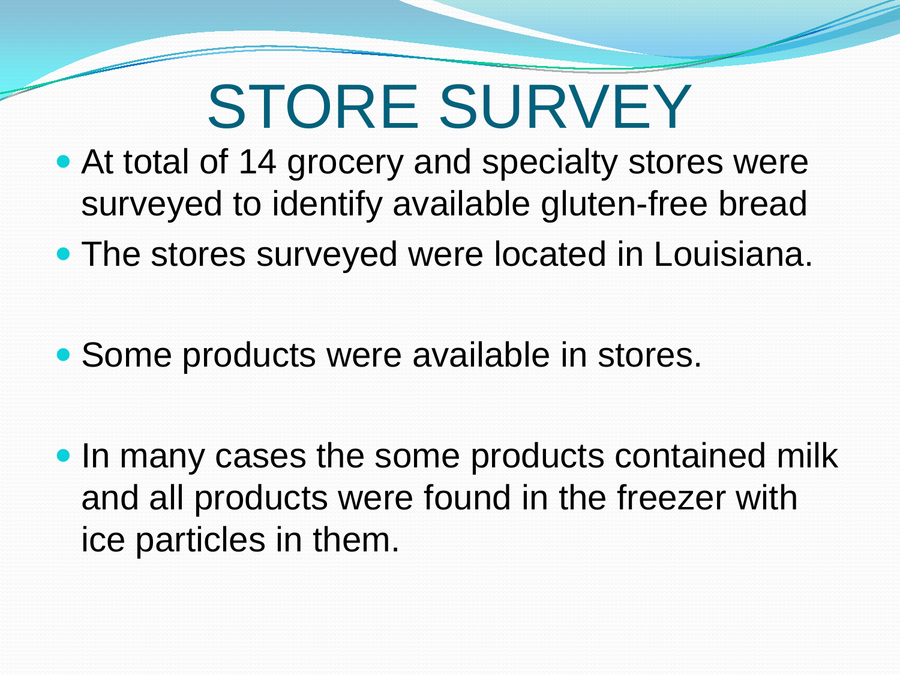# STORE SURVEY

- At total of 14 grocery and specialty stores were surveyed to identify available gluten-free bread
- The stores surveyed were located in Louisiana.

- Some products were available in stores.

- In many cases the some products contained milk and all products were found in the freezer with ice particles in them.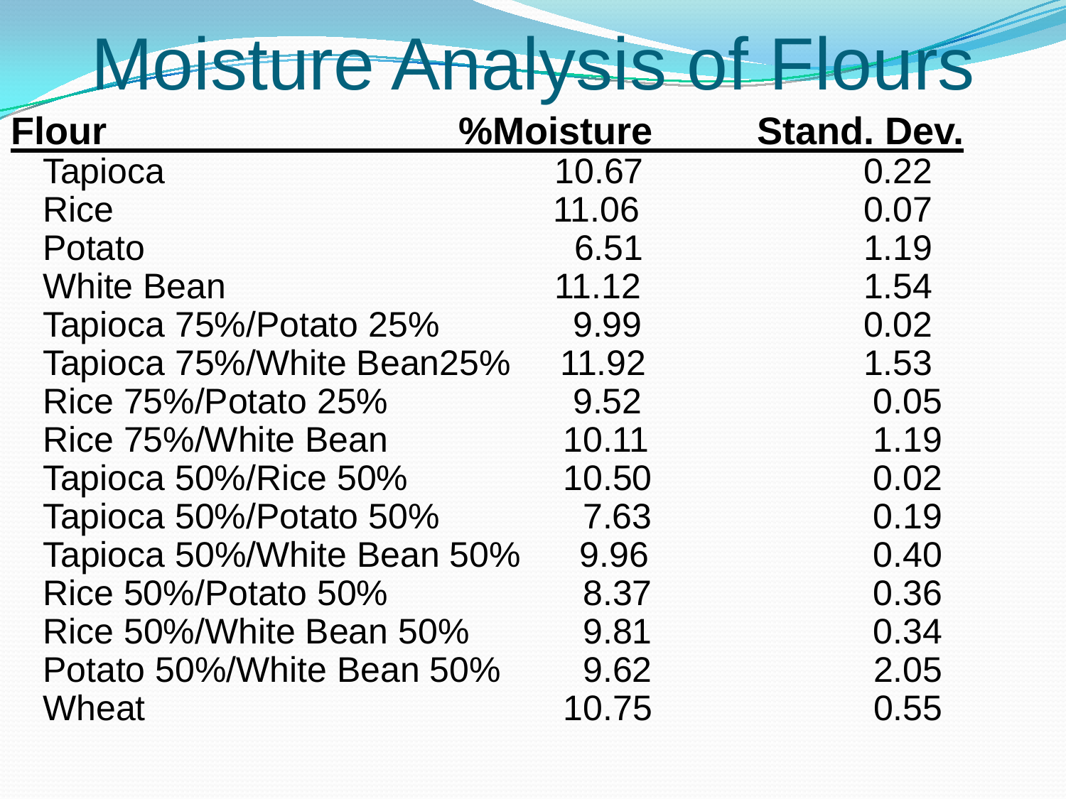# Moisture Analysis of Flours

| Flour | %Moisture | Stand. Dev. |
| --- | --- | --- |
| Tapioca | 10.67 | 0.22 |
| Rice | 11.06 | 0.07 |
| Potato | 6.51 | 1.19 |
| White Bean | 11.12 | 1.54 |
| Tapioca 75%/Potato 25% | 9.99 | 0.02 |
| Tapioca 75%/White Bean25% | 11.92 | 1.53 |
| Rice 75%/Potato 25% | 9.52 | 0.05 |
| Rice 75%/White Bean | 10.11 | 1.19 |
| Tapioca 50%/Rice 50% | 10.50 | 0.02 |
| Tapioca 50%/Potato 50% | 7.63 | 0.19 |
| Tapioca 50%/White Bean 50% | 9.96 | 0.40 |
| Rice 50%/Potato 50% | 8.37 | 0.36 |
| Rice 50%/White Bean 50% | 9.81 | 0.34 |
| Potato 50%/White Bean 50% | 9.62 | 2.05 |
| Wheat | 10.75 | 0.55 |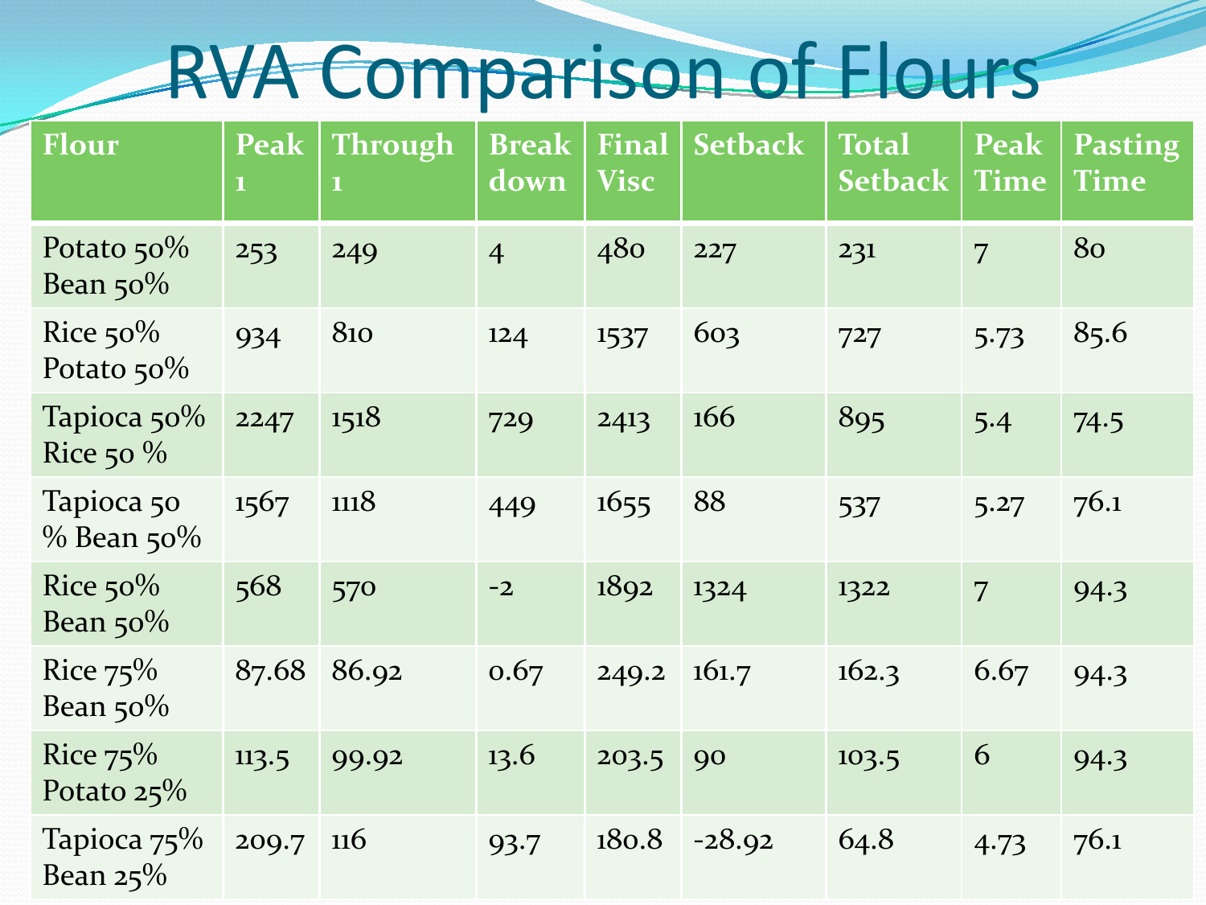# RVA Comparison of Flours

| Flour | Peak 1 | Through 1 | Break down | Final Visc | Setback | Total Setback | Peak Time | Pasting Time |
|---|---|---|---|---|---|---|---|---|
| Potato 50% Bean 50% | 253 | 249 | 4 | 480 | 227 | 231 | 7 | 80 |
| Rice 50% Potato 50% | 934 | 810 | 124 | 1537 | 603 | 727 | 5.73 | 85.6 |
| Tapioca 50% Rice 50 % | 2247 | 1518 | 729 | 2413 | 166 | 895 | 5.4 | 74.5 |
| Tapioca 50 % Bean 50% | 1567 | 1118 | 449 | 1655 | 88 | 537 | 5.27 | 76.1 |
| Rice 50% Bean 50% | 568 | 570 | -2 | 1892 | 1324 | 1322 | 7 | 94.3 |
| Rice 75% Bean 50% | 87.68 | 86.92 | 0.67 | 249.2 | 161.7 | 162.3 | 6.67 | 94.3 |
| Rice 75% Potato 25% | 113.5 | 99.92 | 13.6 | 203.5 | 90 | 103.5 | 6 | 94.3 |
| Tapioca 75% Bean 25% | 209.7 | 116 | 93.7 | 180.8 | -28.92 | 64.8 | 4.73 | 76.1 |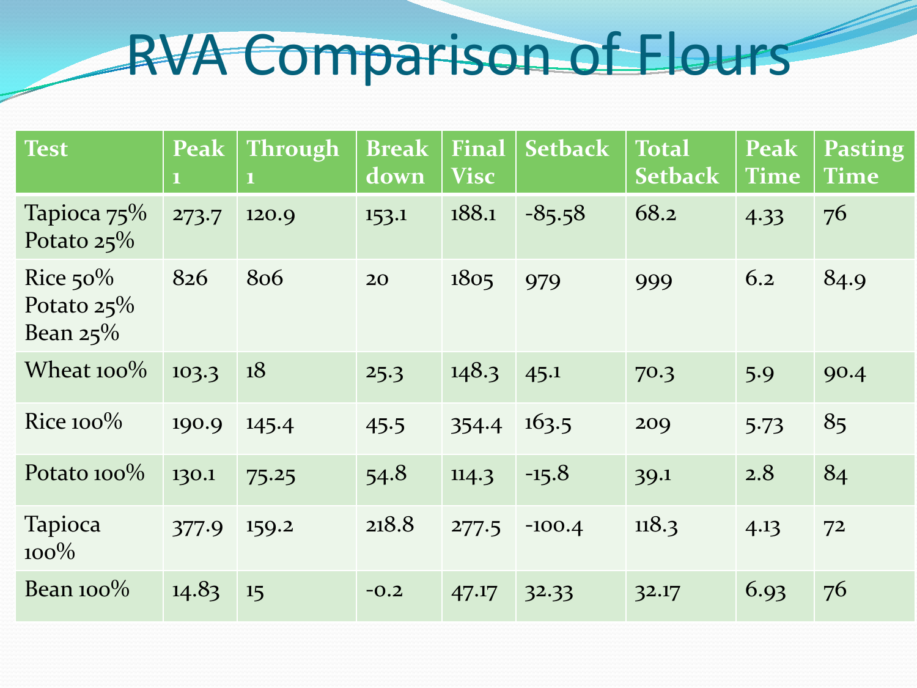# RVA Comparison of Flours

| Test | Peak 1 | Through 1 | Break down | Final Visc | Setback | Total Setback | Peak Time | Pasting Time |
|---|---|---|---|---|---|---|---|---|
| Tapioca 75% Potato 25% | 273.7 | 120.9 | 153.1 | 188.1 | -85.58 | 68.2 | 4.33 | 76 |
| Rice 50% Potato 25% Bean 25% | 826 | 806 | 20 | 1805 | 979 | 999 | 6.2 | 84.9 |
| Wheat 100% | 103.3 | 18 | 25.3 | 148.3 | 45.1 | 70.3 | 5.9 | 90.4 |
| Rice 100% | 190.9 | 145.4 | 45.5 | 354.4 | 163.5 | 209 | 5.73 | 85 |
| Potato 100% | 130.1 | 75.25 | 54.8 | 114.3 | -15.8 | 39.1 | 2.8 | 84 |
| Tapioca 100% | 377.9 | 159.2 | 218.8 | 277.5 | -100.4 | 118.3 | 4.13 | 72 |
| Bean 100% | 14.83 | 15 | -0.2 | 47.17 | 32.33 | 32.17 | 6.93 | 76 |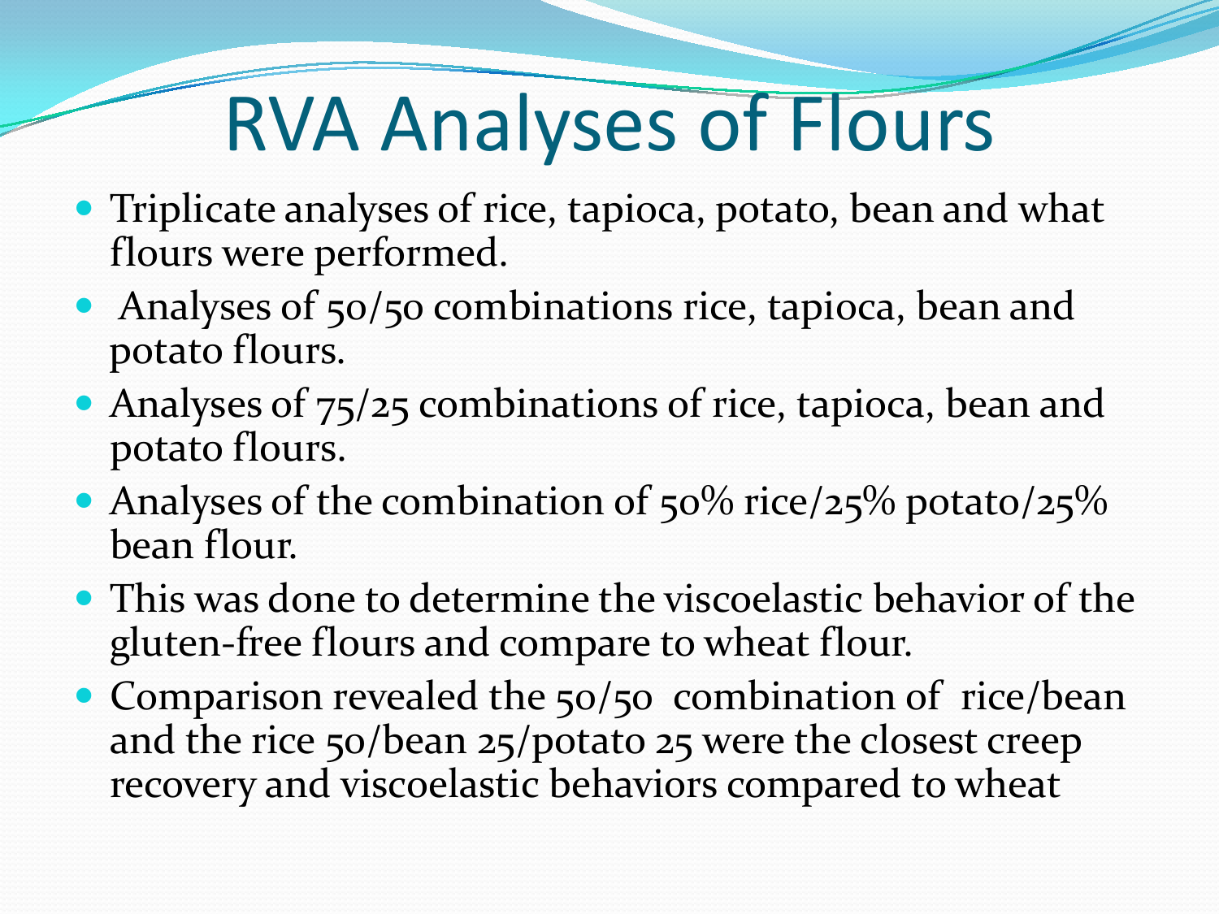# RVA Analyses of Flours

- Triplicate analyses of rice, tapioca, potato, bean and what flours were performed.
- Analyses of 50/50 combinations rice, tapioca, bean and potato flours.
- Analyses of 75/25 combinations of rice, tapioca, bean and potato flours.
- Analyses of the combination of 50% rice/25% potato/25% bean flour.
- This was done to determine the viscoelastic behavior of the gluten-free flours and compare to wheat flour.
- Comparison revealed the 50/50 combination of rice/bean and the rice 50/bean 25/potato 25 were the closest creep recovery and viscoelastic behaviors compared to wheat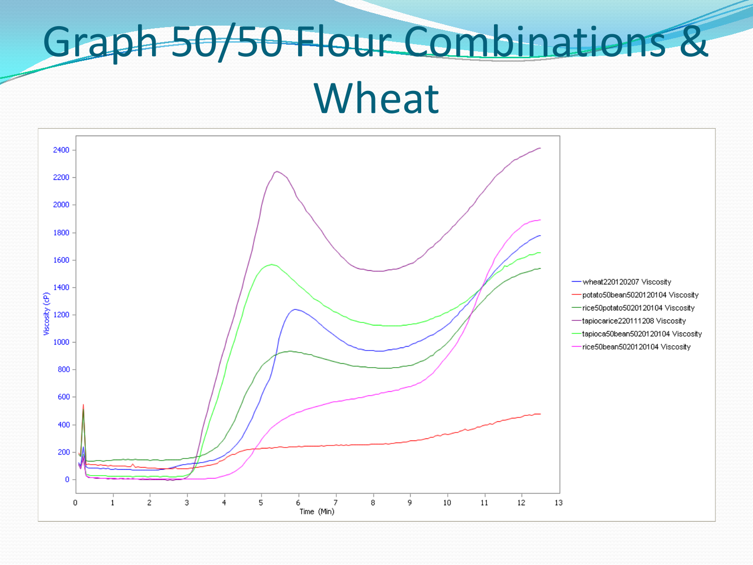# Graph 50/50 Flour Combinations & Wheat

Viscosity (cP)

2400, 2200, 2000, 1800, 1600, 1400, 1200, 1000, 800, 600, 400, 200, 0

Time (Min)

0, 1, 2, 3, 4, 5, 6, 7, 8, 9, 10, 11, 12, 13

- wheat220120207 Viscosity
- potato50bean5020120104 Viscosity
- rice50potato5020120104 Viscosity
- tapiocarice220111208 Viscosity
- tapioca50bean5020120104 Viscosity
- rice50bean5020120104 Viscosity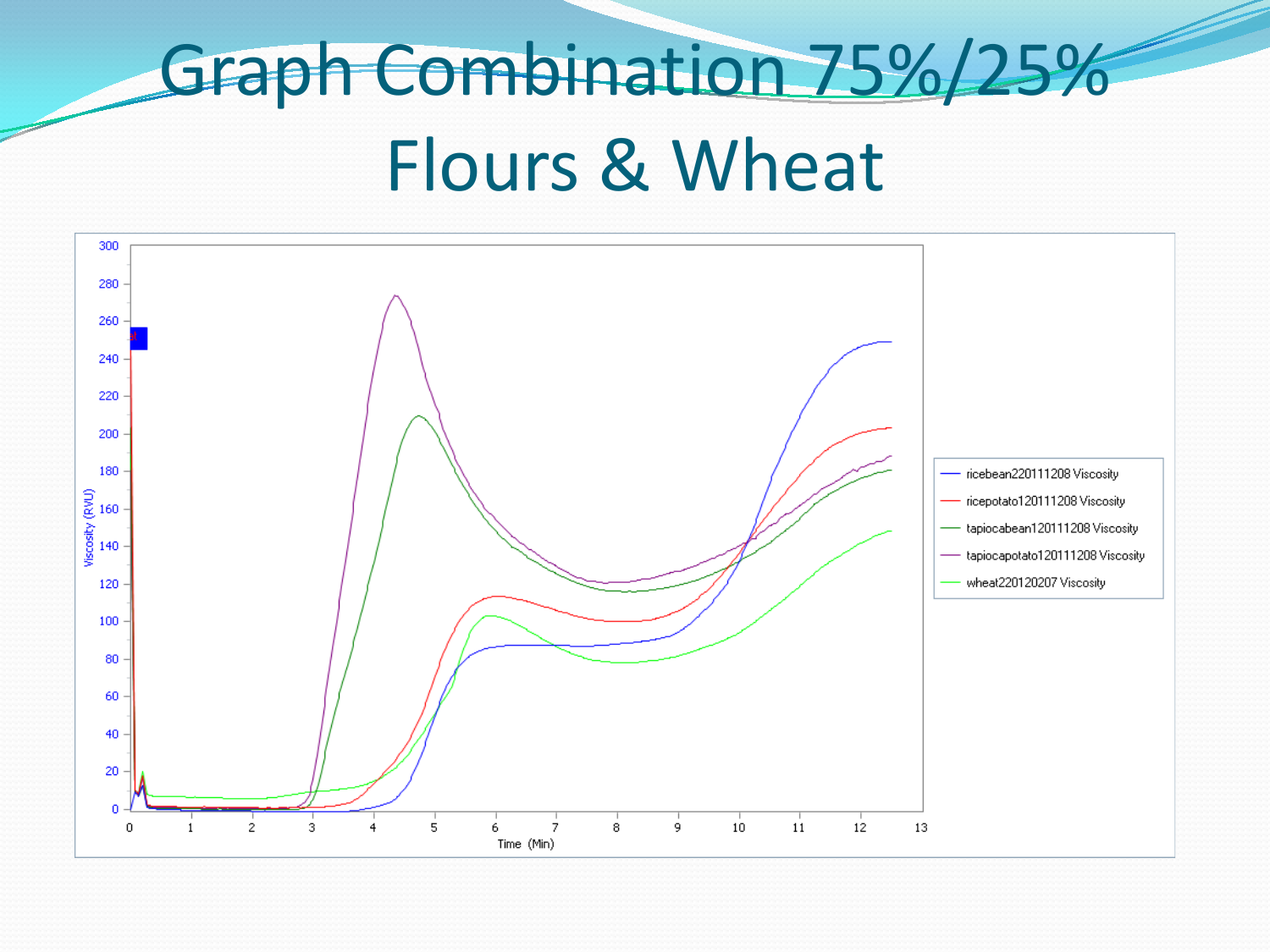# Graph Combination 75%/25% Flours & Wheat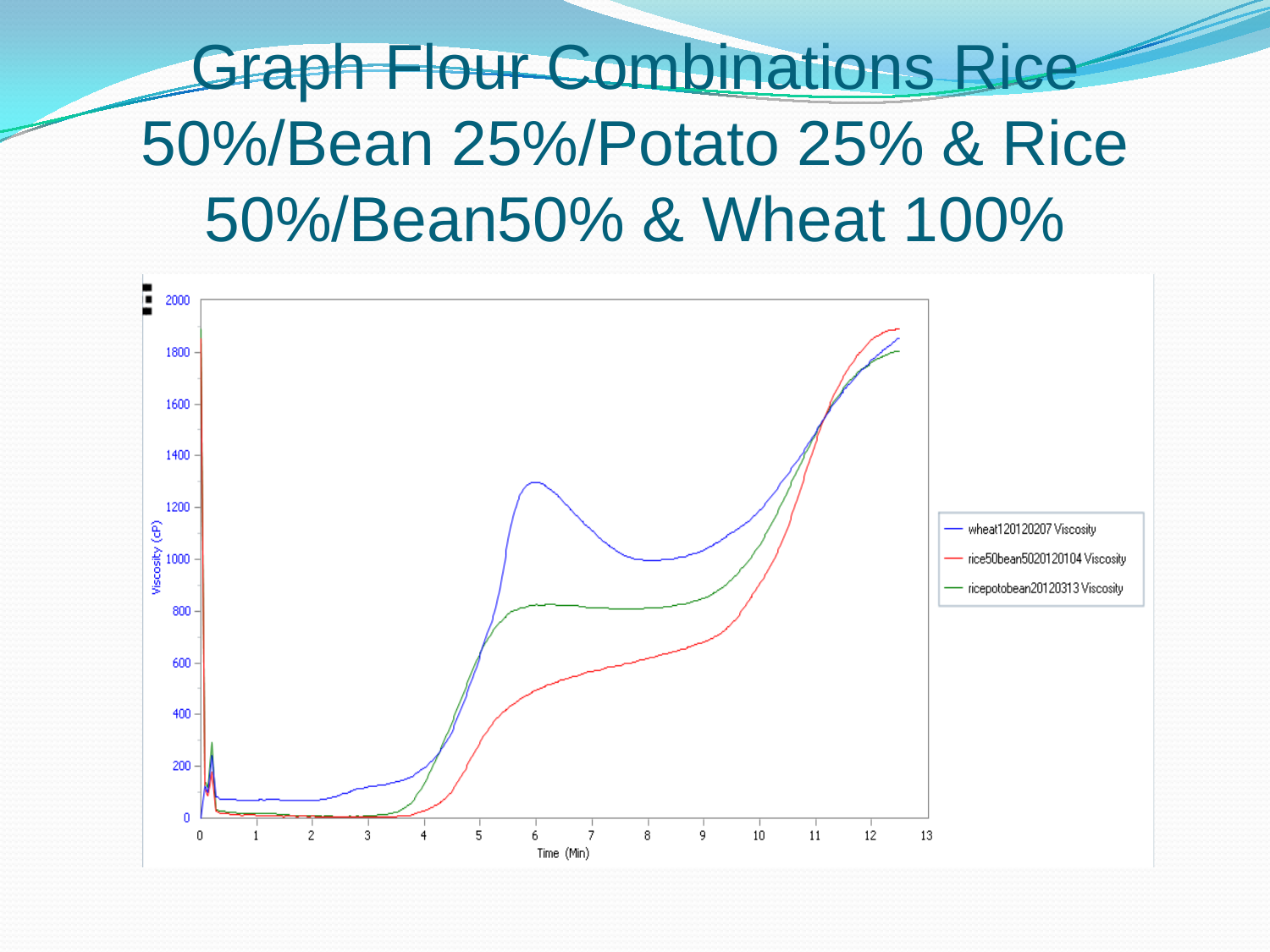# Graph Flour Combinations Rice 50%/Bean 25%/Potato 25% & Rice 50%/Bean50% & Wheat 100%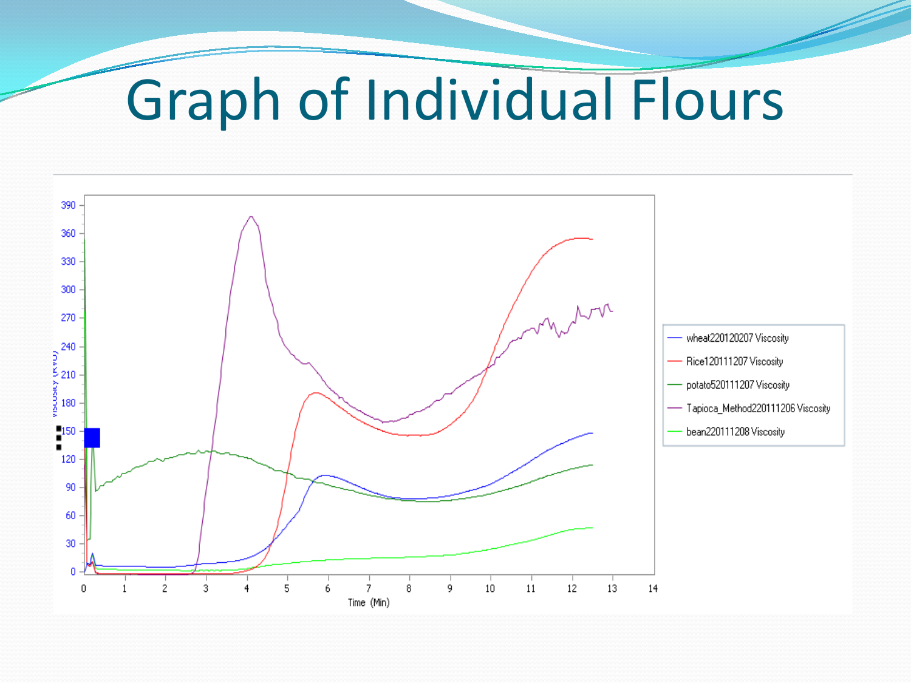# Graph of Individual Flours

Viscosity (RVU)

Time (Min)

- wheat220120207 Viscosity
- Rice120111207 Viscosity
- potato520111207 Viscosity
- Tapioca_Method220111206 Viscosity
- bean220111208 Viscosity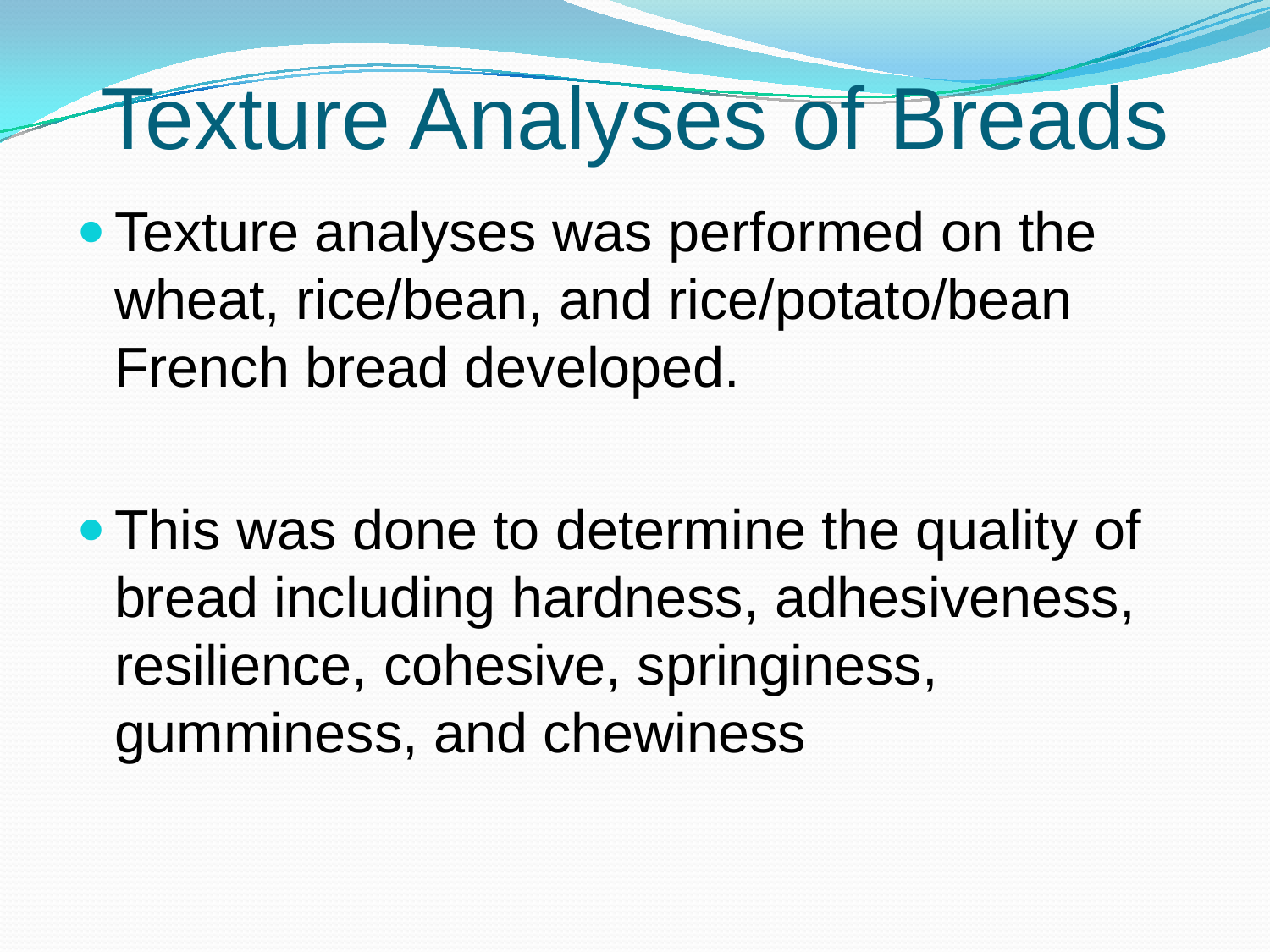# Texture Analyses of Breads

- Texture analyses was performed on the wheat, rice/bean, and rice/potato/bean French bread developed.

- This was done to determine the quality of bread including hardness, adhesiveness, resilience, cohesive, springiness, gumminess, and chewiness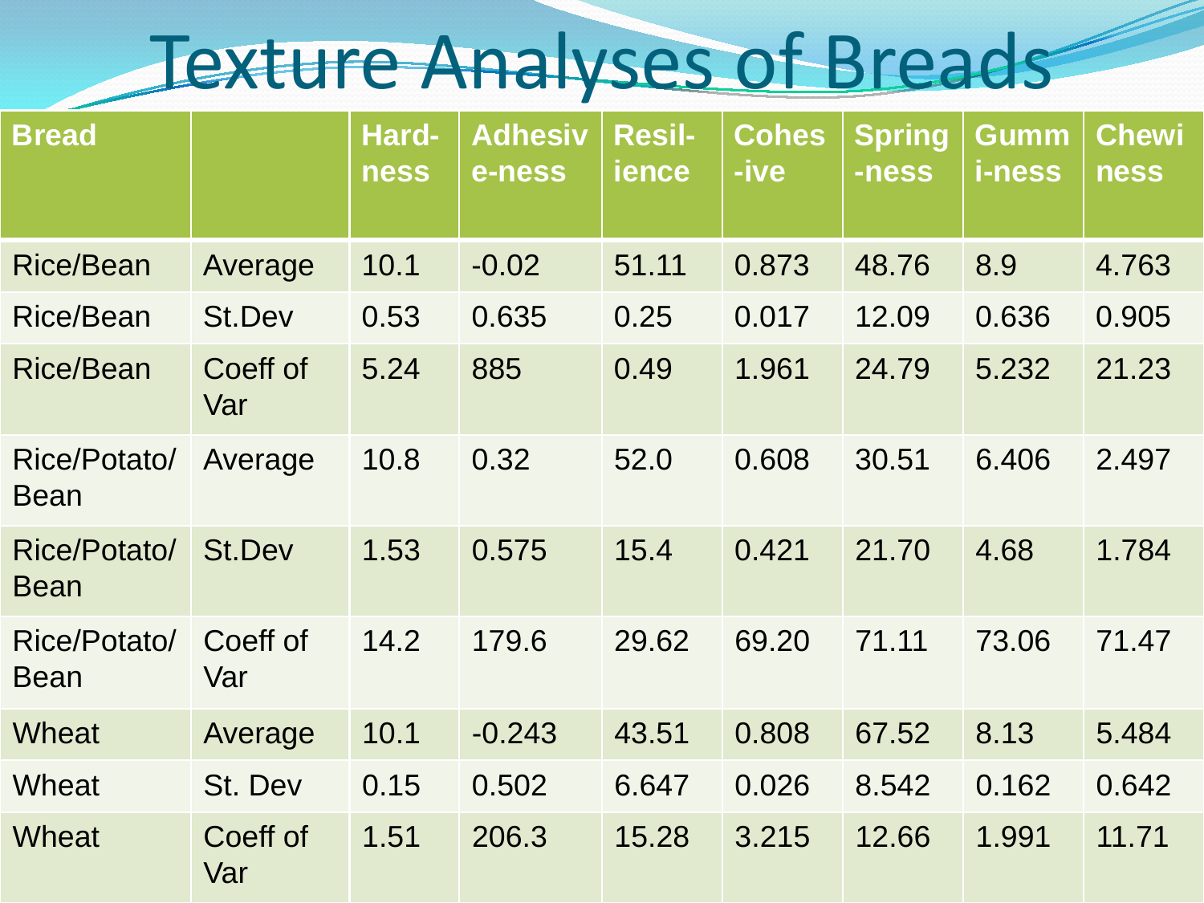# Texture Analyses of Breads

| Bread | | Hard-ness | Adhesive-ness | Resil-ience | Cohes-ive | Spring-ness | Gummi-ness | Chewiness |
|---|---|---|---|---|---|---|---|---|
| Rice/Bean | Average | 10.1 | -0.02 | 51.11 | 0.873 | 48.76 | 8.9 | 4.763 |
| Rice/Bean | St.Dev | 0.53 | 0.635 | 0.25 | 0.017 | 12.09 | 0.636 | 0.905 |
| Rice/Bean | Coeff of Var | 5.24 | 885 | 0.49 | 1.961 | 24.79 | 5.232 | 21.23 |
| Rice/Potato/ Bean | Average | 10.8 | 0.32 | 52.0 | 0.608 | 30.51 | 6.406 | 2.497 |
| Rice/Potato/ Bean | St.Dev | 1.53 | 0.575 | 15.4 | 0.421 | 21.70 | 4.68 | 1.784 |
| Rice/Potato/ Bean | Coeff of Var | 14.2 | 179.6 | 29.62 | 69.20 | 71.11 | 73.06 | 71.47 |
| Wheat | Average | 10.1 | -0.243 | 43.51 | 0.808 | 67.52 | 8.13 | 5.484 |
| Wheat | St. Dev | 0.15 | 0.502 | 6.647 | 0.026 | 8.542 | 0.162 | 0.642 |
| Wheat | Coeff of Var | 1.51 | 206.3 | 15.28 | 3.215 | 12.66 | 1.991 | 11.71 |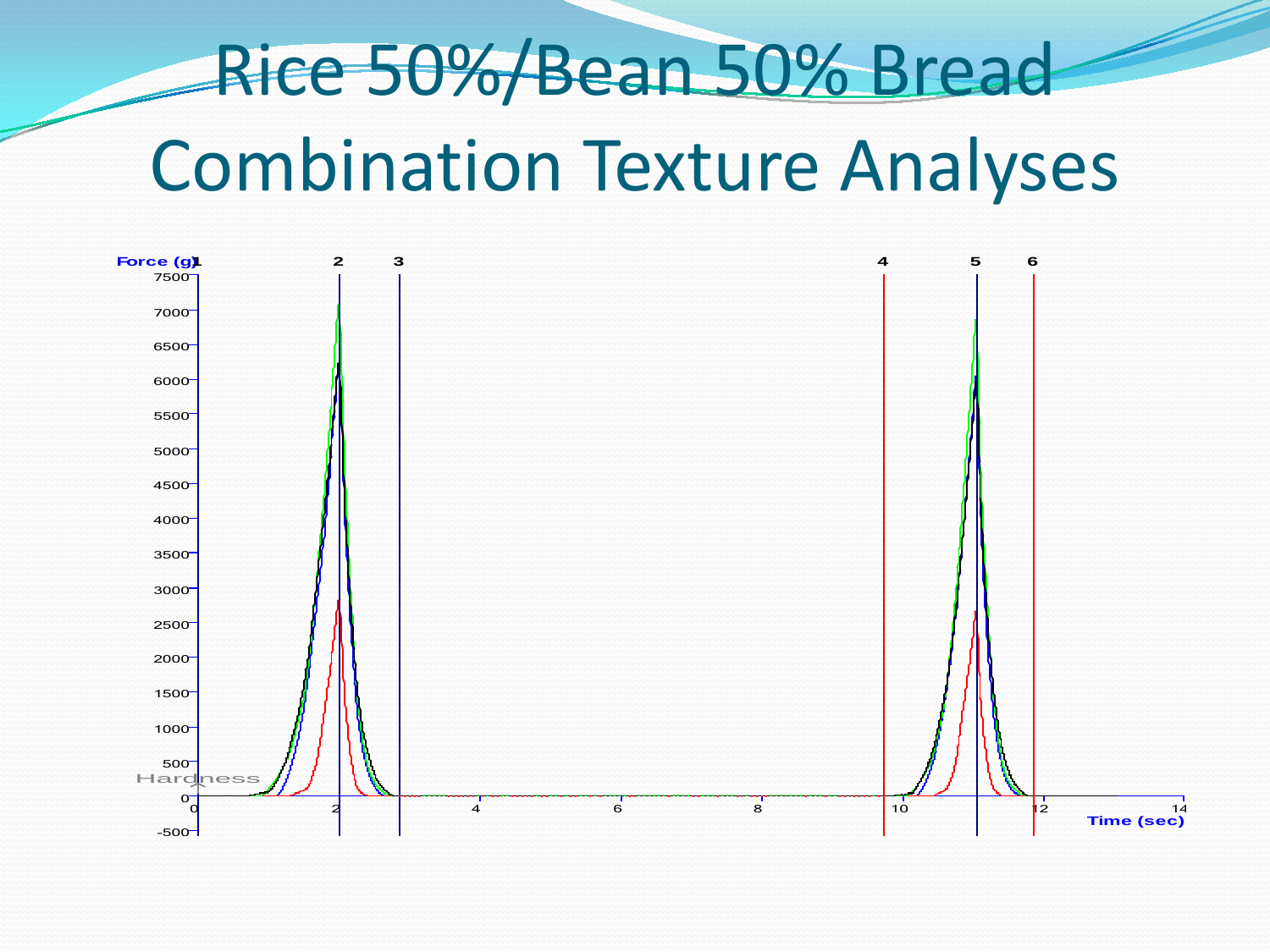# Rice 50%/Bean 50% Bread Combination Texture Analyses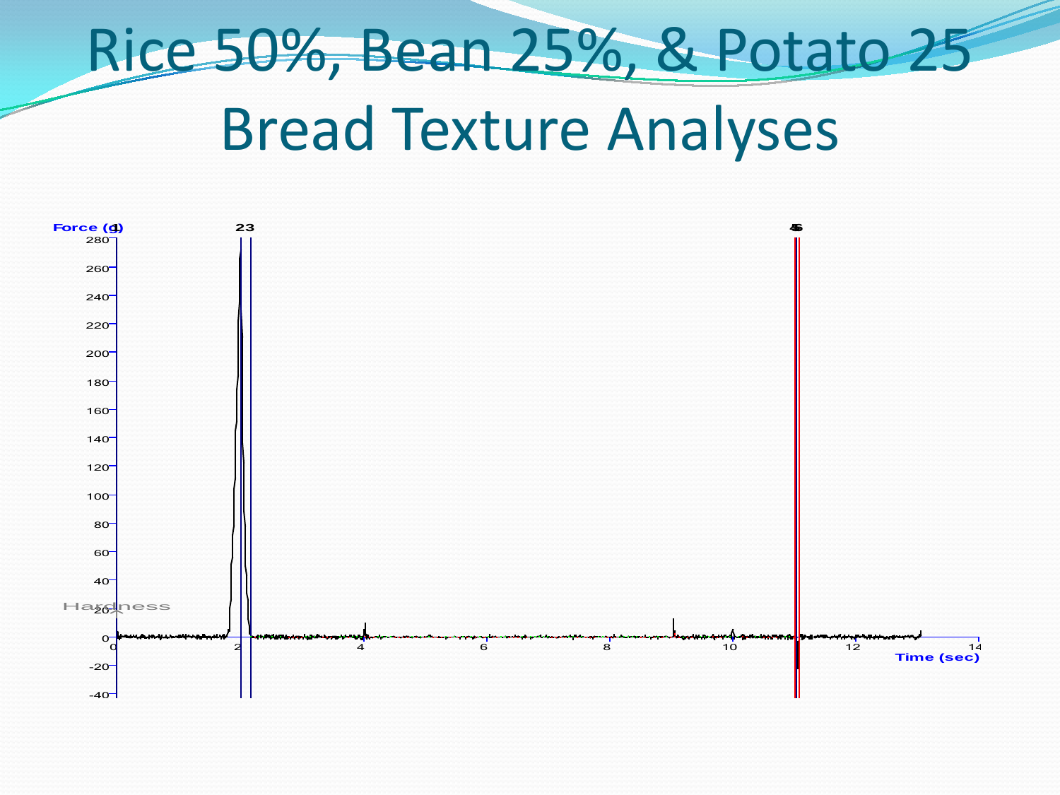# Rice 50%, Bean 25%, & Potato 25 Bread Texture Analyses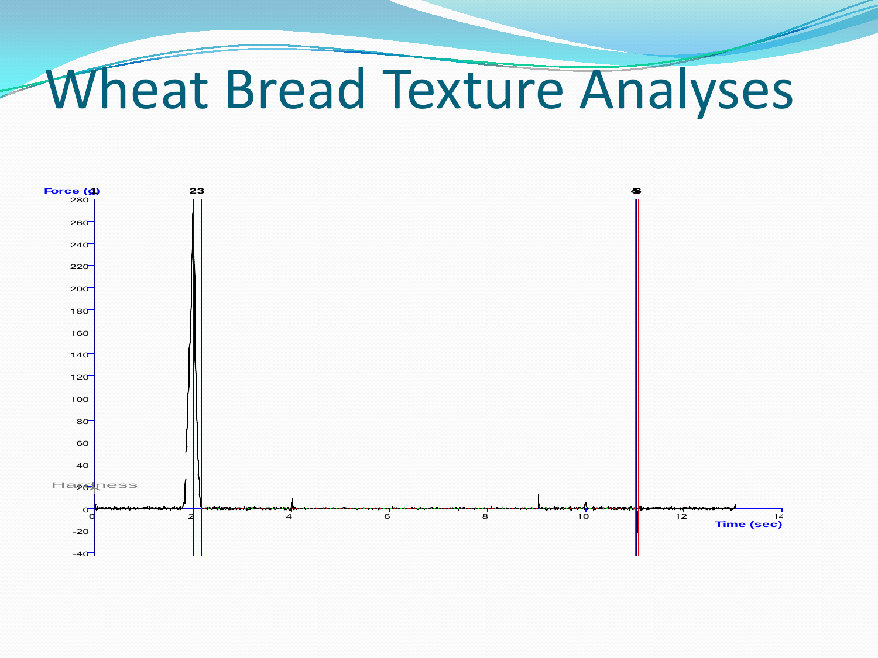# Wheat Bread Texture Analyses

Force (g)

Time (sec)

Hardness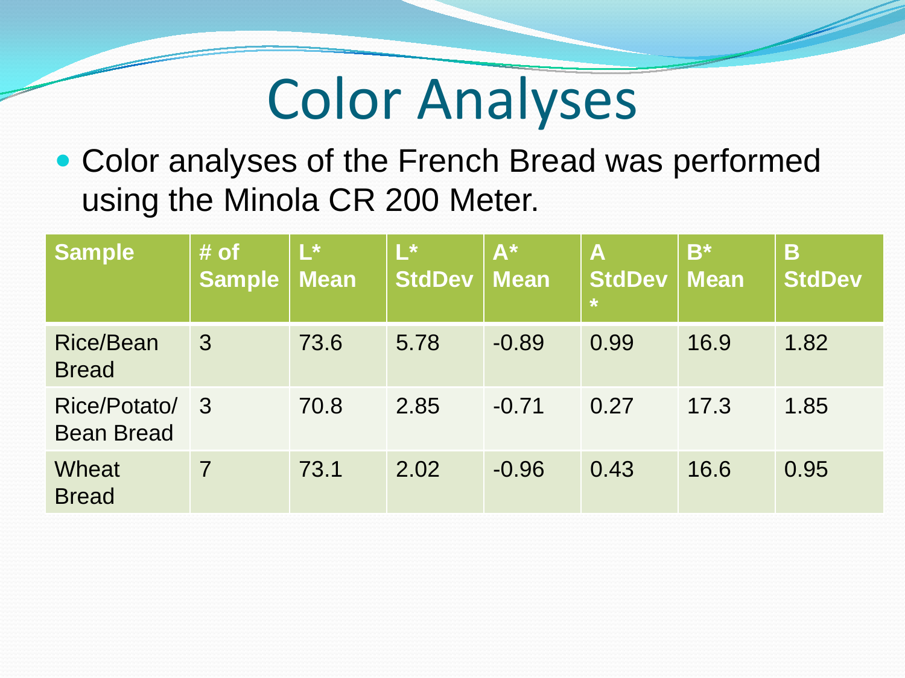# Color Analyses

- Color analyses of the French Bread was performed using the Minola CR 200 Meter.

| Sample | # of Sample | L* Mean | L* StdDev | A* Mean | A StdDev * | B* Mean | B StdDev |
|---|---|---|---|---|---|---|---|
| Rice/Bean Bread | 3 | 73.6 | 5.78 | -0.89 | 0.99 | 16.9 | 1.82 |
| Rice/Potato/ Bean Bread | 3 | 70.8 | 2.85 | -0.71 | 0.27 | 17.3 | 1.85 |
| Wheat Bread | 7 | 73.1 | 2.02 | -0.96 | 0.43 | 16.6 | 0.95 |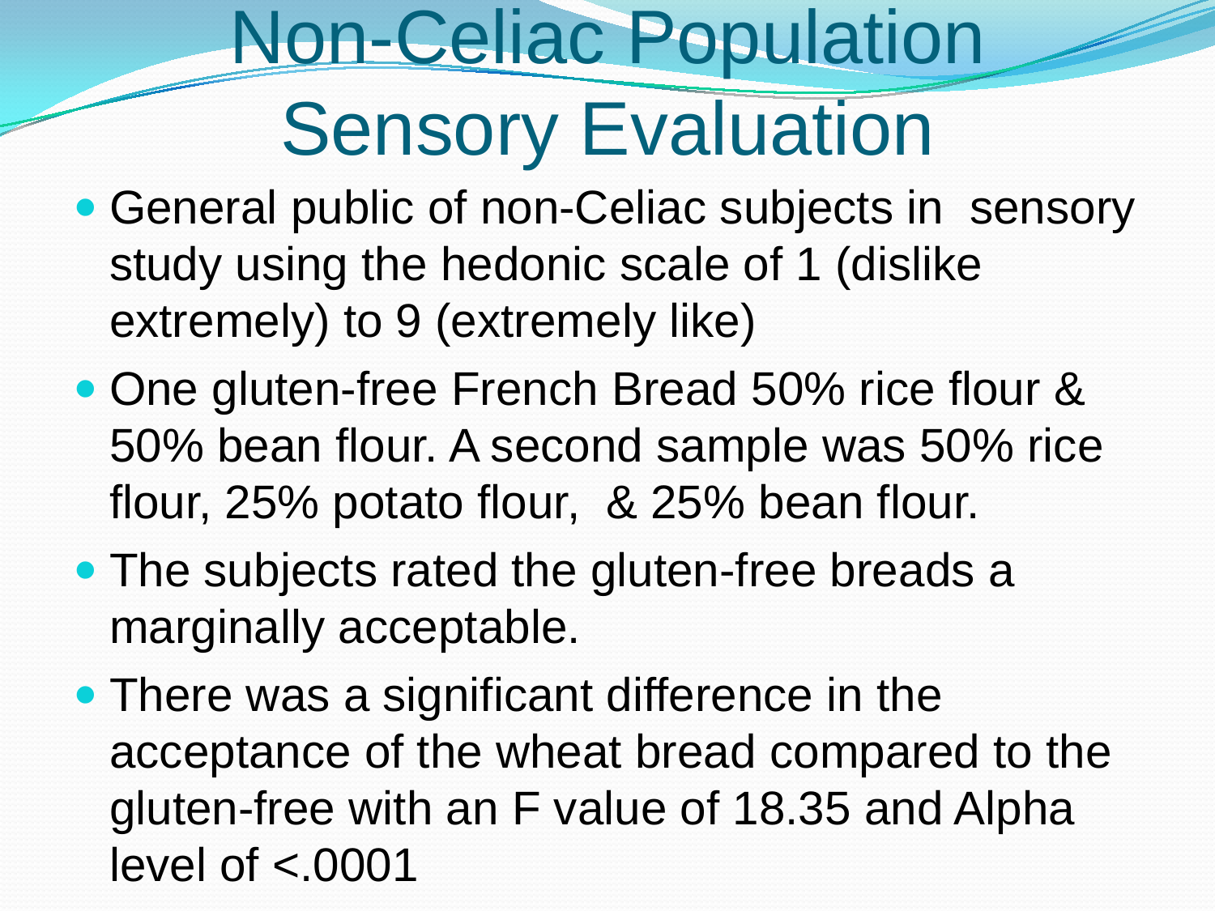# Non-Celiac Population Sensory Evaluation

- General public of non-Celiac subjects in sensory study using the hedonic scale of 1 (dislike extremely) to 9 (extremely like)
- One gluten-free French Bread 50% rice flour & 50% bean flour. A second sample was 50% rice flour, 25% potato flour, & 25% bean flour.
- The subjects rated the gluten-free breads a marginally acceptable.
- There was a significant difference in the acceptance of the wheat bread compared to the gluten-free with an F value of 18.35 and Alpha level of <.0001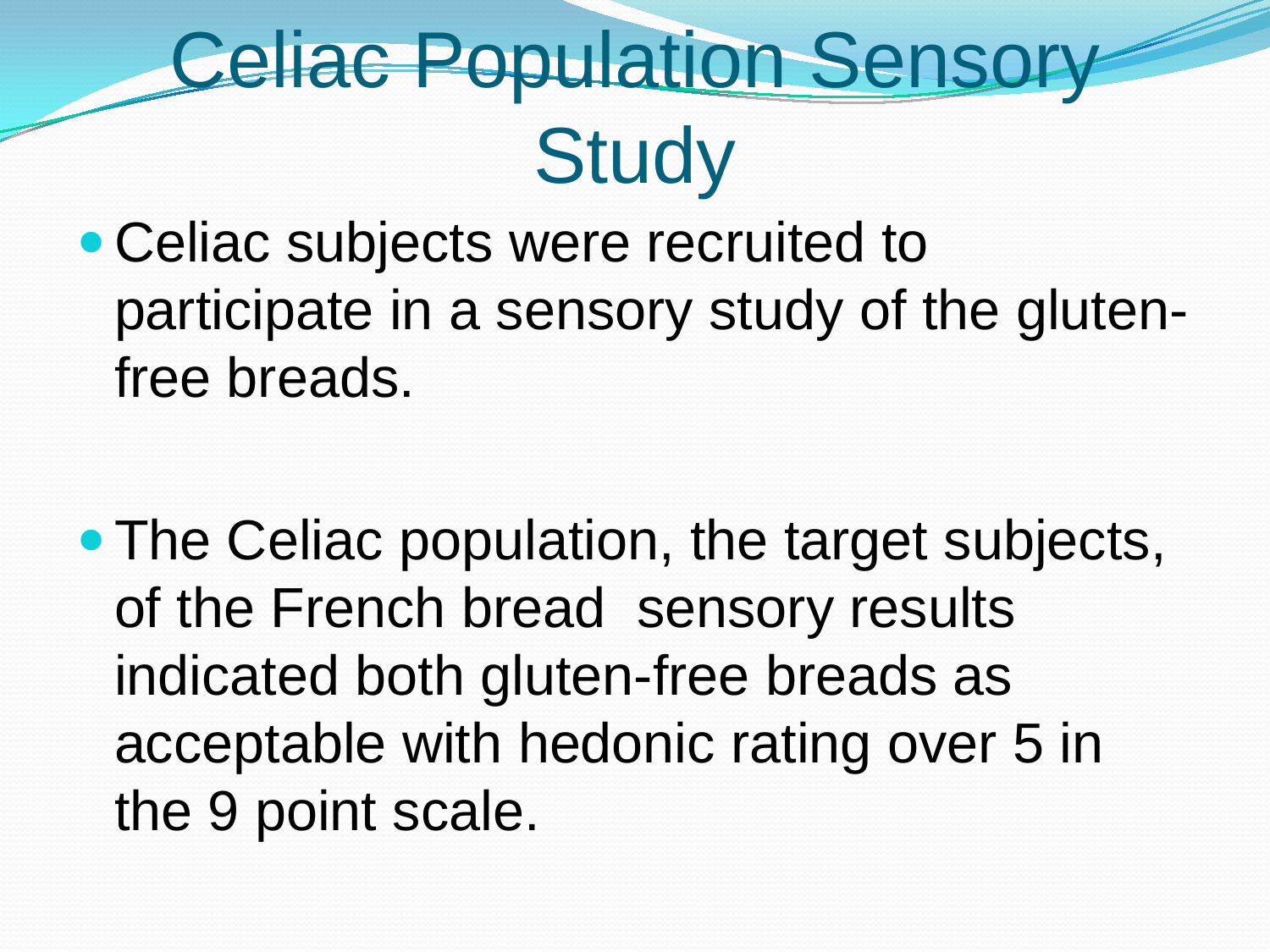# Celiac Population Sensory Study

- Celiac subjects were recruited to participate in a sensory study of the gluten-free breads.

- The Celiac population, the target subjects, of the French bread sensory results indicated both gluten-free breads as acceptable with hedonic rating over 5 in the 9 point scale.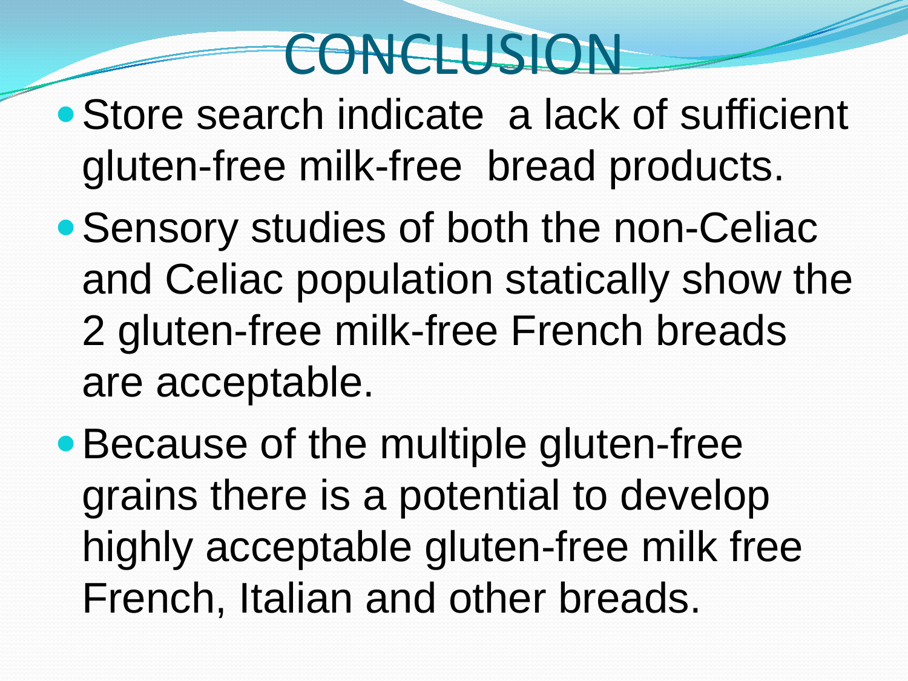# CONCLUSION

- Store search indicate a lack of sufficient gluten-free milk-free bread products.
- Sensory studies of both the non-Celiac and Celiac population statically show the 2 gluten-free milk-free French breads are acceptable.
- Because of the multiple gluten-free grains there is a potential to develop highly acceptable gluten-free milk free French, Italian and other breads.